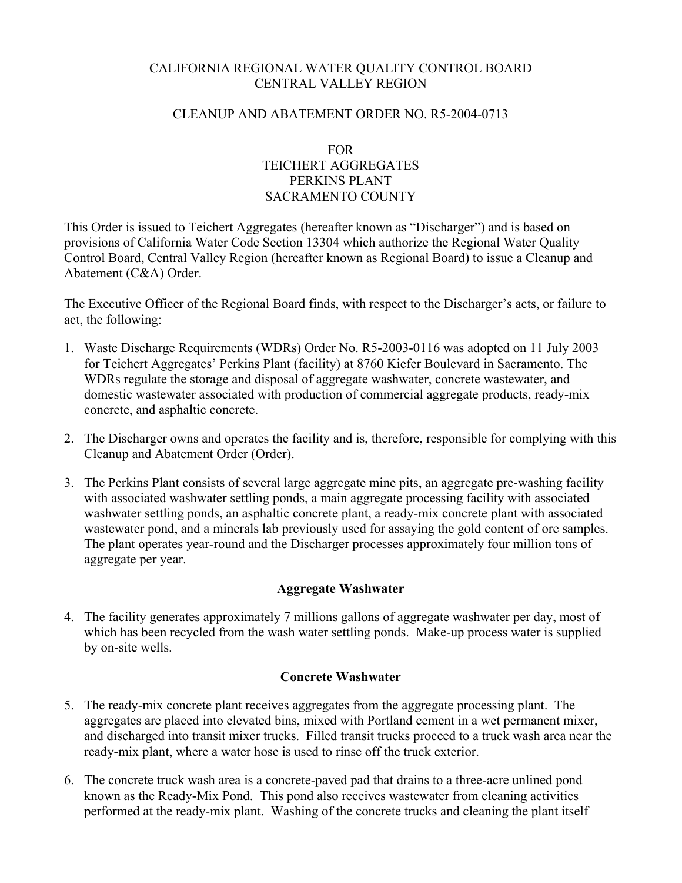CALIFORNIA REGIONAL WATER QUALITY CONTROL BOARD
CENTRAL VALLEY REGION

CLEANUP AND ABATEMENT ORDER NO. R5-2004-0713

FOR
TEICHERT AGGREGATES
PERKINS PLANT
SACRAMENTO COUNTY

This Order is issued to Teichert Aggregates (hereafter known as "Discharger") and is based on provisions of California Water Code Section 13304 which authorize the Regional Water Quality Control Board, Central Valley Region (hereafter known as Regional Board) to issue a Cleanup and Abatement (C&A) Order.

The Executive Officer of the Regional Board finds, with respect to the Discharger's acts, or failure to act, the following:

1. Waste Discharge Requirements (WDRs) Order No. R5-2003-0116 was adopted on 11 July 2003 for Teichert Aggregates' Perkins Plant (facility) at 8760 Kiefer Boulevard in Sacramento. The WDRs regulate the storage and disposal of aggregate washwater, concrete wastewater, and domestic wastewater associated with production of commercial aggregate products, ready-mix concrete, and asphaltic concrete.

2. The Discharger owns and operates the facility and is, therefore, responsible for complying with this Cleanup and Abatement Order (Order).

3. The Perkins Plant consists of several large aggregate mine pits, an aggregate pre-washing facility with associated washwater settling ponds, a main aggregate processing facility with associated washwater settling ponds, an asphaltic concrete plant, a ready-mix concrete plant with associated wastewater pond, and a minerals lab previously used for assaying the gold content of ore samples. The plant operates year-round and the Discharger processes approximately four million tons of aggregate per year.

**Aggregate Washwater**

4. The facility generates approximately 7 millions gallons of aggregate washwater per day, most of which has been recycled from the wash water settling ponds. Make-up process water is supplied by on-site wells.

**Concrete Washwater**

5. The ready-mix concrete plant receives aggregates from the aggregate processing plant. The aggregates are placed into elevated bins, mixed with Portland cement in a wet permanent mixer, and discharged into transit mixer trucks. Filled transit trucks proceed to a truck wash area near the ready-mix plant, where a water hose is used to rinse off the truck exterior.

6. The concrete truck wash area is a concrete-paved pad that drains to a three-acre unlined pond known as the Ready-Mix Pond. This pond also receives wastewater from cleaning activities performed at the ready-mix plant. Washing of the concrete trucks and cleaning the plant itself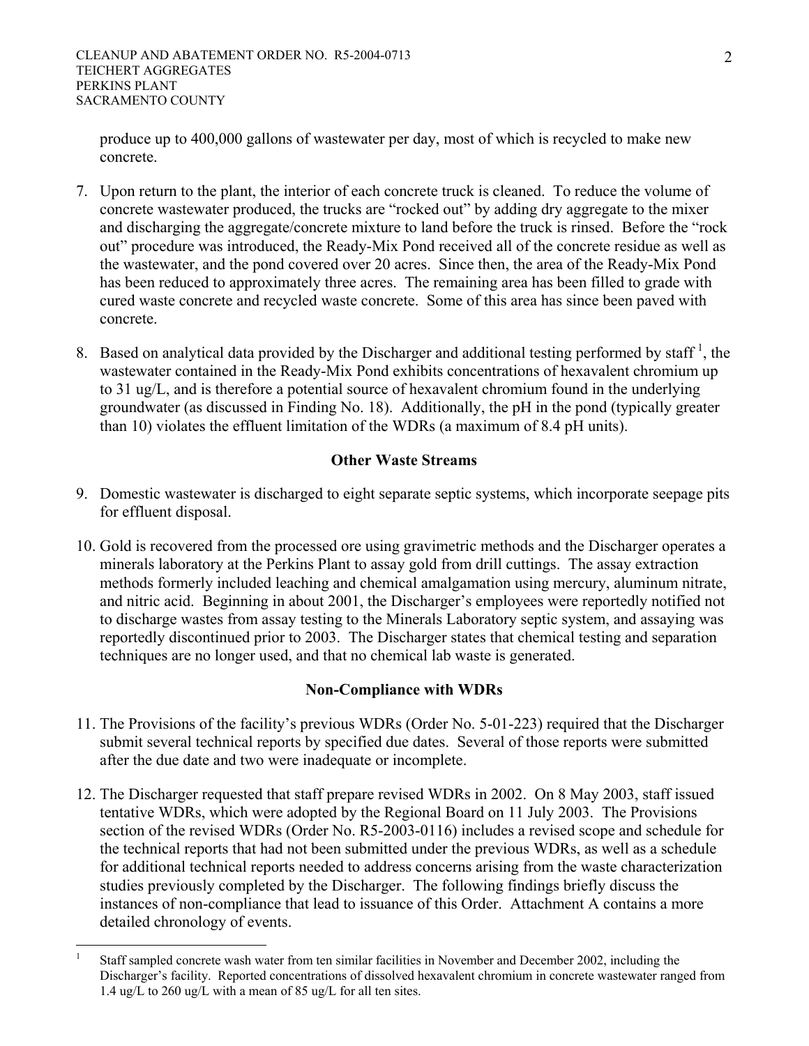produce up to 400,000 gallons of wastewater per day, most of which is recycled to make new concrete.

7. Upon return to the plant, the interior of each concrete truck is cleaned. To reduce the volume of concrete wastewater produced, the trucks are "rocked out" by adding dry aggregate to the mixer and discharging the aggregate/concrete mixture to land before the truck is rinsed. Before the "rock out" procedure was introduced, the Ready-Mix Pond received all of the concrete residue as well as the wastewater, and the pond covered over 20 acres. Since then, the area of the Ready-Mix Pond has been reduced to approximately three acres. The remaining area has been filled to grade with cured waste concrete and recycled waste concrete. Some of this area has since been paved with concrete.

8. Based on analytical data provided by the Discharger and additional testing performed by staff [1], the wastewater contained in the Ready-Mix Pond exhibits concentrations of hexavalent chromium up to 31 ug/L, and is therefore a potential source of hexavalent chromium found in the underlying groundwater (as discussed in Finding No. 18). Additionally, the pH in the pond (typically greater than 10) violates the effluent limitation of the WDRs (a maximum of 8.4 pH units).

## Other Waste Streams

9. Domestic wastewater is discharged to eight separate septic systems, which incorporate seepage pits for effluent disposal.

10. Gold is recovered from the processed ore using gravimetric methods and the Discharger operates a minerals laboratory at the Perkins Plant to assay gold from drill cuttings. The assay extraction methods formerly included leaching and chemical amalgamation using mercury, aluminum nitrate, and nitric acid. Beginning in about 2001, the Discharger's employees were reportedly notified not to discharge wastes from assay testing to the Minerals Laboratory septic system, and assaying was reportedly discontinued prior to 2003. The Discharger states that chemical testing and separation techniques are no longer used, and that no chemical lab waste is generated.

## Non-Compliance with WDRs

11. The Provisions of the facility's previous WDRs (Order No. 5-01-223) required that the Discharger submit several technical reports by specified due dates. Several of those reports were submitted after the due date and two were inadequate or incomplete.

12. The Discharger requested that staff prepare revised WDRs in 2002. On 8 May 2003, staff issued tentative WDRs, which were adopted by the Regional Board on 11 July 2003. The Provisions section of the revised WDRs (Order No. R5-2003-0116) includes a revised scope and schedule for the technical reports that had not been submitted under the previous WDRs, as well as a schedule for additional technical reports needed to address concerns arising from the waste characterization studies previously completed by the Discharger. The following findings briefly discuss the instances of non-compliance that lead to issuance of this Order. Attachment A contains a more detailed chronology of events.

---

[1] Staff sampled concrete wash water from ten similar facilities in November and December 2002, including the Discharger's facility. Reported concentrations of dissolved hexavalent chromium in concrete wastewater ranged from 1.4 ug/L to 260 ug/L with a mean of 85 ug/L for all ten sites.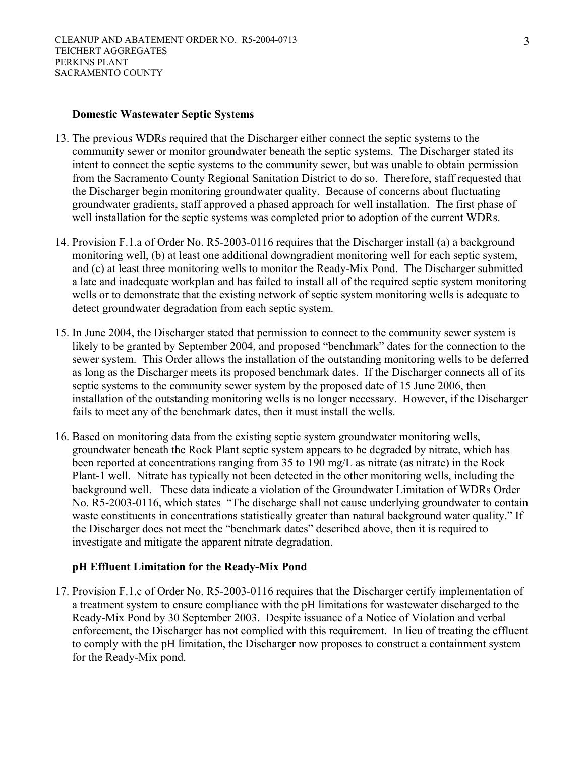**Domestic Wastewater Septic Systems**

13. The previous WDRs required that the Discharger either connect the septic systems to the community sewer or monitor groundwater beneath the septic systems. The Discharger stated its intent to connect the septic systems to the community sewer, but was unable to obtain permission from the Sacramento County Regional Sanitation District to do so. Therefore, staff requested that the Discharger begin monitoring groundwater quality. Because of concerns about fluctuating groundwater gradients, staff approved a phased approach for well installation. The first phase of well installation for the septic systems was completed prior to adoption of the current WDRs.

14. Provision F.1.a of Order No. R5-2003-0116 requires that the Discharger install (a) a background monitoring well, (b) at least one additional downgradient monitoring well for each septic system, and (c) at least three monitoring wells to monitor the Ready-Mix Pond. The Discharger submitted a late and inadequate workplan and has failed to install all of the required septic system monitoring wells or to demonstrate that the existing network of septic system monitoring wells is adequate to detect groundwater degradation from each septic system.

15. In June 2004, the Discharger stated that permission to connect to the community sewer system is likely to be granted by September 2004, and proposed "benchmark" dates for the connection to the sewer system. This Order allows the installation of the outstanding monitoring wells to be deferred as long as the Discharger meets its proposed benchmark dates. If the Discharger connects all of its septic systems to the community sewer system by the proposed date of 15 June 2006, then installation of the outstanding monitoring wells is no longer necessary. However, if the Discharger fails to meet any of the benchmark dates, then it must install the wells.

16. Based on monitoring data from the existing septic system groundwater monitoring wells, groundwater beneath the Rock Plant septic system appears to be degraded by nitrate, which has been reported at concentrations ranging from 35 to 190 mg/L as nitrate (as nitrate) in the Rock Plant-1 well. Nitrate has typically not been detected in the other monitoring wells, including the background well. These data indicate a violation of the Groundwater Limitation of WDRs Order No. R5-2003-0116, which states "The discharge shall not cause underlying groundwater to contain waste constituents in concentrations statistically greater than natural background water quality." If the Discharger does not meet the "benchmark dates" described above, then it is required to investigate and mitigate the apparent nitrate degradation.

**pH Effluent Limitation for the Ready-Mix Pond**

17. Provision F.1.c of Order No. R5-2003-0116 requires that the Discharger certify implementation of a treatment system to ensure compliance with the pH limitations for wastewater discharged to the Ready-Mix Pond by 30 September 2003. Despite issuance of a Notice of Violation and verbal enforcement, the Discharger has not complied with this requirement. In lieu of treating the effluent to comply with the pH limitation, the Discharger now proposes to construct a containment system for the Ready-Mix pond.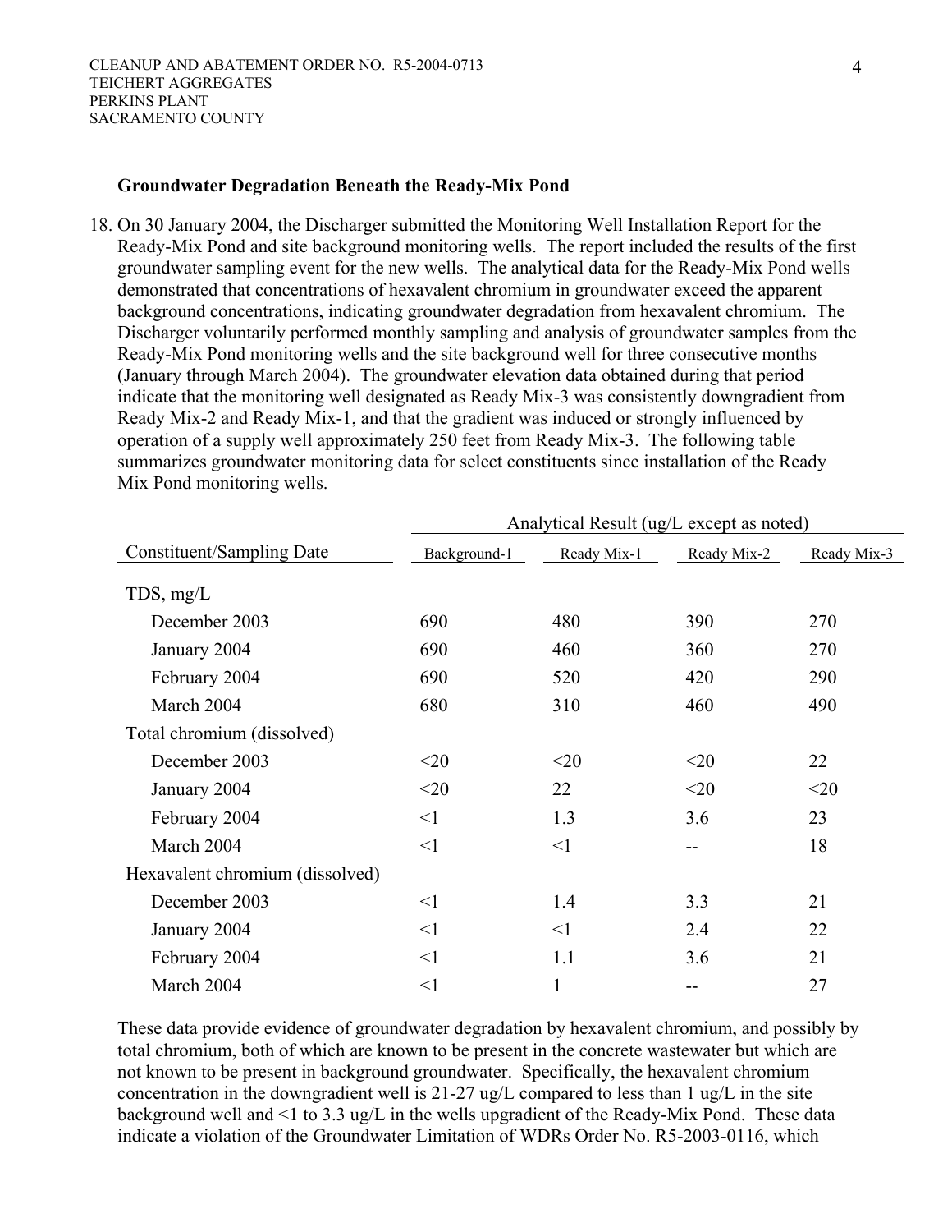**Groundwater Degradation Beneath the Ready-Mix Pond**

18. On 30 January 2004, the Discharger submitted the Monitoring Well Installation Report for the Ready-Mix Pond and site background monitoring wells. The report included the results of the first groundwater sampling event for the new wells. The analytical data for the Ready-Mix Pond wells demonstrated that concentrations of hexavalent chromium in groundwater exceed the apparent background concentrations, indicating groundwater degradation from hexavalent chromium. The Discharger voluntarily performed monthly sampling and analysis of groundwater samples from the Ready-Mix Pond monitoring wells and the site background well for three consecutive months (January through March 2004). The groundwater elevation data obtained during that period indicate that the monitoring well designated as Ready Mix-3 was consistently downgradient from Ready Mix-2 and Ready Mix-1, and that the gradient was induced or strongly influenced by operation of a supply well approximately 250 feet from Ready Mix-3. The following table summarizes groundwater monitoring data for select constituents since installation of the Ready Mix Pond monitoring wells.

| | Analytical Result (ug/L except as noted) | | | |
|---|---|---|---|---|
| Constituent/Sampling Date | Background-1 | Ready Mix-1 | Ready Mix-2 | Ready Mix-3 |
| TDS, mg/L | | | | |
| December 2003 | 690 | 480 | 390 | 270 |
| January 2004 | 690 | 460 | 360 | 270 |
| February 2004 | 690 | 520 | 420 | 290 |
| March 2004 | 680 | 310 | 460 | 490 |
| Total chromium (dissolved) | | | | |
| December 2003 | <20 | <20 | <20 | 22 |
| January 2004 | <20 | 22 | <20 | <20 |
| February 2004 | <1 | 1.3 | 3.6 | 23 |
| March 2004 | <1 | <1 | -- | 18 |
| Hexavalent chromium (dissolved) | | | | |
| December 2003 | <1 | 1.4 | 3.3 | 21 |
| January 2004 | <1 | <1 | 2.4 | 22 |
| February 2004 | <1 | 1.1 | 3.6 | 21 |
| March 2004 | <1 | 1 | -- | 27 |

These data provide evidence of groundwater degradation by hexavalent chromium, and possibly by total chromium, both of which are known to be present in the concrete wastewater but which are not known to be present in background groundwater. Specifically, the hexavalent chromium concentration in the downgradient well is 21-27 ug/L compared to less than 1 ug/L in the site background well and <1 to 3.3 ug/L in the wells upgradient of the Ready-Mix Pond. These data indicate a violation of the Groundwater Limitation of WDRs Order No. R5-2003-0116, which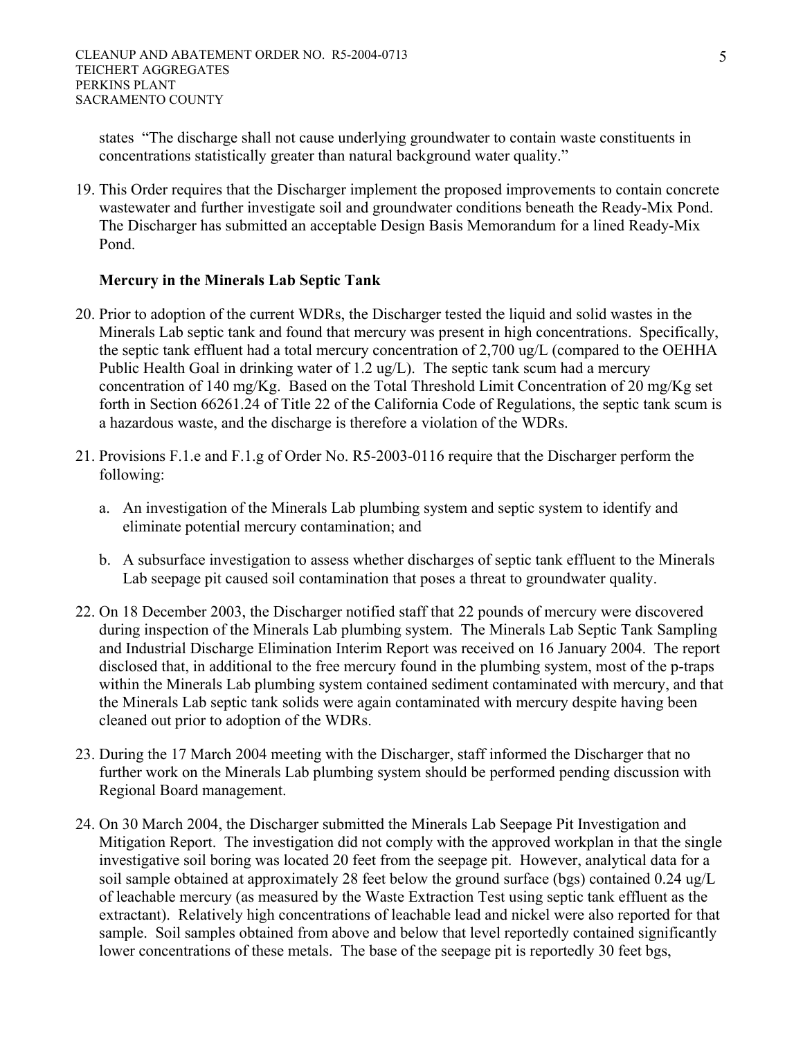states "The discharge shall not cause underlying groundwater to contain waste constituents in concentrations statistically greater than natural background water quality."

19. This Order requires that the Discharger implement the proposed improvements to contain concrete wastewater and further investigate soil and groundwater conditions beneath the Ready-Mix Pond. The Discharger has submitted an acceptable Design Basis Memorandum for a lined Ready-Mix Pond.

**Mercury in the Minerals Lab Septic Tank**

20. Prior to adoption of the current WDRs, the Discharger tested the liquid and solid wastes in the Minerals Lab septic tank and found that mercury was present in high concentrations. Specifically, the septic tank effluent had a total mercury concentration of 2,700 ug/L (compared to the OEHHA Public Health Goal in drinking water of 1.2 ug/L). The septic tank scum had a mercury concentration of 140 mg/Kg. Based on the Total Threshold Limit Concentration of 20 mg/Kg set forth in Section 66261.24 of Title 22 of the California Code of Regulations, the septic tank scum is a hazardous waste, and the discharge is therefore a violation of the WDRs.

21. Provisions F.1.e and F.1.g of Order No. R5-2003-0116 require that the Discharger perform the following:

    a. An investigation of the Minerals Lab plumbing system and septic system to identify and eliminate potential mercury contamination; and

    b. A subsurface investigation to assess whether discharges of septic tank effluent to the Minerals Lab seepage pit caused soil contamination that poses a threat to groundwater quality.

22. On 18 December 2003, the Discharger notified staff that 22 pounds of mercury were discovered during inspection of the Minerals Lab plumbing system. The Minerals Lab Septic Tank Sampling and Industrial Discharge Elimination Interim Report was received on 16 January 2004. The report disclosed that, in additional to the free mercury found in the plumbing system, most of the p-traps within the Minerals Lab plumbing system contained sediment contaminated with mercury, and that the Minerals Lab septic tank solids were again contaminated with mercury despite having been cleaned out prior to adoption of the WDRs.

23. During the 17 March 2004 meeting with the Discharger, staff informed the Discharger that no further work on the Minerals Lab plumbing system should be performed pending discussion with Regional Board management.

24. On 30 March 2004, the Discharger submitted the Minerals Lab Seepage Pit Investigation and Mitigation Report. The investigation did not comply with the approved workplan in that the single investigative soil boring was located 20 feet from the seepage pit. However, analytical data for a soil sample obtained at approximately 28 feet below the ground surface (bgs) contained 0.24 ug/L of leachable mercury (as measured by the Waste Extraction Test using septic tank effluent as the extractant). Relatively high concentrations of leachable lead and nickel were also reported for that sample. Soil samples obtained from above and below that level reportedly contained significantly lower concentrations of these metals. The base of the seepage pit is reportedly 30 feet bgs,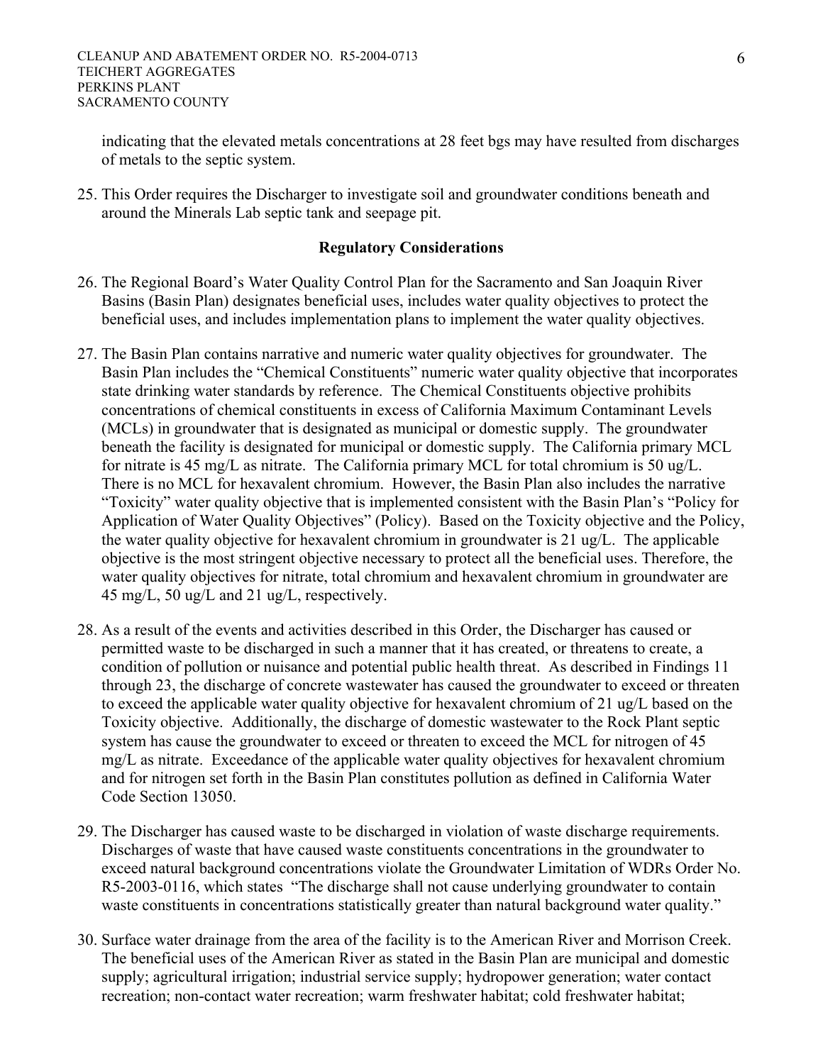indicating that the elevated metals concentrations at 28 feet bgs may have resulted from discharges of metals to the septic system.

25. This Order requires the Discharger to investigate soil and groundwater conditions beneath and around the Minerals Lab septic tank and seepage pit.

## Regulatory Considerations

26. The Regional Board's Water Quality Control Plan for the Sacramento and San Joaquin River Basins (Basin Plan) designates beneficial uses, includes water quality objectives to protect the beneficial uses, and includes implementation plans to implement the water quality objectives.

27. The Basin Plan contains narrative and numeric water quality objectives for groundwater. The Basin Plan includes the "Chemical Constituents" numeric water quality objective that incorporates state drinking water standards by reference. The Chemical Constituents objective prohibits concentrations of chemical constituents in excess of California Maximum Contaminant Levels (MCLs) in groundwater that is designated as municipal or domestic supply. The groundwater beneath the facility is designated for municipal or domestic supply. The California primary MCL for nitrate is 45 mg/L as nitrate. The California primary MCL for total chromium is 50 ug/L. There is no MCL for hexavalent chromium. However, the Basin Plan also includes the narrative "Toxicity" water quality objective that is implemented consistent with the Basin Plan's "Policy for Application of Water Quality Objectives" (Policy). Based on the Toxicity objective and the Policy, the water quality objective for hexavalent chromium in groundwater is 21 ug/L. The applicable objective is the most stringent objective necessary to protect all the beneficial uses. Therefore, the water quality objectives for nitrate, total chromium and hexavalent chromium in groundwater are 45 mg/L, 50 ug/L and 21 ug/L, respectively.

28. As a result of the events and activities described in this Order, the Discharger has caused or permitted waste to be discharged in such a manner that it has created, or threatens to create, a condition of pollution or nuisance and potential public health threat. As described in Findings 11 through 23, the discharge of concrete wastewater has caused the groundwater to exceed or threaten to exceed the applicable water quality objective for hexavalent chromium of 21 ug/L based on the Toxicity objective. Additionally, the discharge of domestic wastewater to the Rock Plant septic system has cause the groundwater to exceed or threaten to exceed the MCL for nitrogen of 45 mg/L as nitrate. Exceedance of the applicable water quality objectives for hexavalent chromium and for nitrogen set forth in the Basin Plan constitutes pollution as defined in California Water Code Section 13050.

29. The Discharger has caused waste to be discharged in violation of waste discharge requirements. Discharges of waste that have caused waste constituents concentrations in the groundwater to exceed natural background concentrations violate the Groundwater Limitation of WDRs Order No. R5-2003-0116, which states "The discharge shall not cause underlying groundwater to contain waste constituents in concentrations statistically greater than natural background water quality."

30. Surface water drainage from the area of the facility is to the American River and Morrison Creek. The beneficial uses of the American River as stated in the Basin Plan are municipal and domestic supply; agricultural irrigation; industrial service supply; hydropower generation; water contact recreation; non-contact water recreation; warm freshwater habitat; cold freshwater habitat;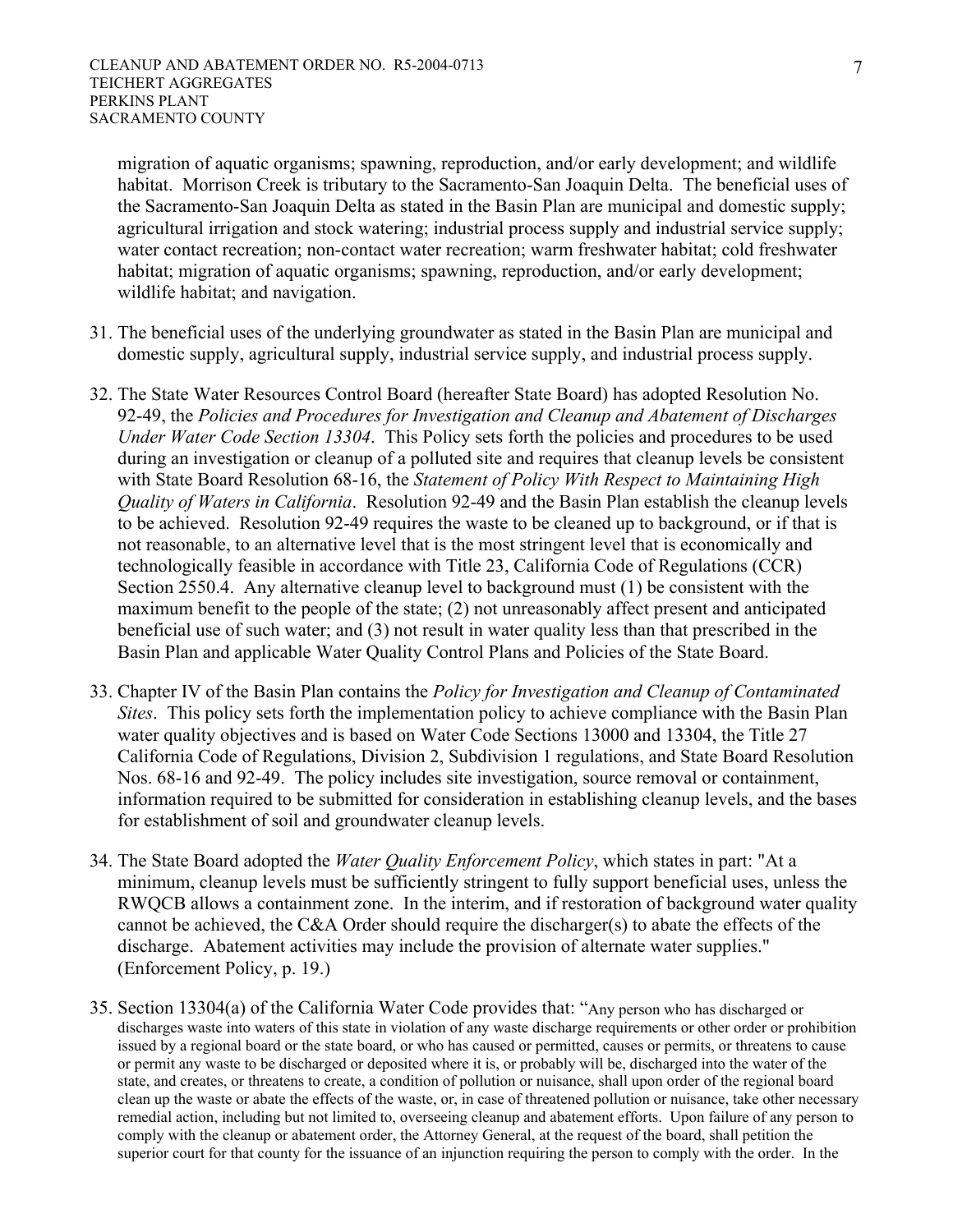migration of aquatic organisms; spawning, reproduction, and/or early development; and wildlife habitat. Morrison Creek is tributary to the Sacramento-San Joaquin Delta. The beneficial uses of the Sacramento-San Joaquin Delta as stated in the Basin Plan are municipal and domestic supply; agricultural irrigation and stock watering; industrial process supply and industrial service supply; water contact recreation; non-contact water recreation; warm freshwater habitat; cold freshwater habitat; migration of aquatic organisms; spawning, reproduction, and/or early development; wildlife habitat; and navigation.

31. The beneficial uses of the underlying groundwater as stated in the Basin Plan are municipal and domestic supply, agricultural supply, industrial service supply, and industrial process supply.

32. The State Water Resources Control Board (hereafter State Board) has adopted Resolution No. 92-49, the *Policies and Procedures for Investigation and Cleanup and Abatement of Discharges Under Water Code Section 13304*. This Policy sets forth the policies and procedures to be used during an investigation or cleanup of a polluted site and requires that cleanup levels be consistent with State Board Resolution 68-16, the *Statement of Policy With Respect to Maintaining High Quality of Waters in California*. Resolution 92-49 and the Basin Plan establish the cleanup levels to be achieved. Resolution 92-49 requires the waste to be cleaned up to background, or if that is not reasonable, to an alternative level that is the most stringent level that is economically and technologically feasible in accordance with Title 23, California Code of Regulations (CCR) Section 2550.4. Any alternative cleanup level to background must (1) be consistent with the maximum benefit to the people of the state; (2) not unreasonably affect present and anticipated beneficial use of such water; and (3) not result in water quality less than that prescribed in the Basin Plan and applicable Water Quality Control Plans and Policies of the State Board.

33. Chapter IV of the Basin Plan contains the *Policy for Investigation and Cleanup of Contaminated Sites*. This policy sets forth the implementation policy to achieve compliance with the Basin Plan water quality objectives and is based on Water Code Sections 13000 and 13304, the Title 27 California Code of Regulations, Division 2, Subdivision 1 regulations, and State Board Resolution Nos. 68-16 and 92-49. The policy includes site investigation, source removal or containment, information required to be submitted for consideration in establishing cleanup levels, and the bases for establishment of soil and groundwater cleanup levels.

34. The State Board adopted the *Water Quality Enforcement Policy*, which states in part: "At a minimum, cleanup levels must be sufficiently stringent to fully support beneficial uses, unless the RWQCB allows a containment zone. In the interim, and if restoration of background water quality cannot be achieved, the C&A Order should require the discharger(s) to abate the effects of the discharge. Abatement activities may include the provision of alternate water supplies." (Enforcement Policy, p. 19.)

35. Section 13304(a) of the California Water Code provides that: "Any person who has discharged or discharges waste into waters of this state in violation of any waste discharge requirements or other order or prohibition issued by a regional board or the state board, or who has caused or permitted, causes or permits, or threatens to cause or permit any waste to be discharged or deposited where it is, or probably will be, discharged into the water of the state, and creates, or threatens to create, a condition of pollution or nuisance, shall upon order of the regional board clean up the waste or abate the effects of the waste, or, in case of threatened pollution or nuisance, take other necessary remedial action, including but not limited to, overseeing cleanup and abatement efforts. Upon failure of any person to comply with the cleanup or abatement order, the Attorney General, at the request of the board, shall petition the superior court for that county for the issuance of an injunction requiring the person to comply with the order. In the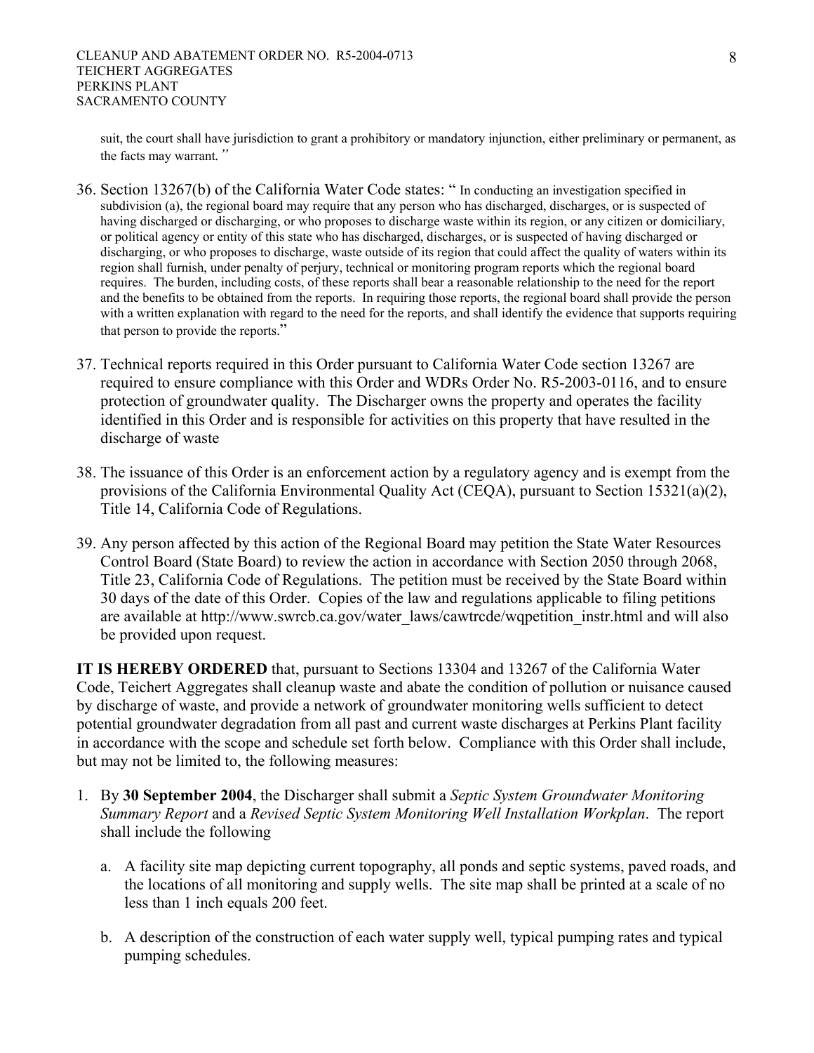suit, the court shall have jurisdiction to grant a prohibitory or mandatory injunction, either preliminary or permanent, as the facts may warrant."

36. Section 13267(b) of the California Water Code states: " In conducting an investigation specified in subdivision (a), the regional board may require that any person who has discharged, discharges, or is suspected of having discharged or discharging, or who proposes to discharge waste within its region, or any citizen or domiciliary, or political agency or entity of this state who has discharged, discharges, or is suspected of having discharged or discharging, or who proposes to discharge, waste outside of its region that could affect the quality of waters within its region shall furnish, under penalty of perjury, technical or monitoring program reports which the regional board requires. The burden, including costs, of these reports shall bear a reasonable relationship to the need for the report and the benefits to be obtained from the reports. In requiring those reports, the regional board shall provide the person with a written explanation with regard to the need for the reports, and shall identify the evidence that supports requiring that person to provide the reports."

37. Technical reports required in this Order pursuant to California Water Code section 13267 are required to ensure compliance with this Order and WDRs Order No. R5-2003-0116, and to ensure protection of groundwater quality. The Discharger owns the property and operates the facility identified in this Order and is responsible for activities on this property that have resulted in the discharge of waste

38. The issuance of this Order is an enforcement action by a regulatory agency and is exempt from the provisions of the California Environmental Quality Act (CEQA), pursuant to Section 15321(a)(2), Title 14, California Code of Regulations.

39. Any person affected by this action of the Regional Board may petition the State Water Resources Control Board (State Board) to review the action in accordance with Section 2050 through 2068, Title 23, California Code of Regulations. The petition must be received by the State Board within 30 days of the date of this Order. Copies of the law and regulations applicable to filing petitions are available at http://www.swrcb.ca.gov/water_laws/cawtrcde/wqpetition_instr.html and will also be provided upon request.

**IT IS HEREBY ORDERED** that, pursuant to Sections 13304 and 13267 of the California Water Code, Teichert Aggregates shall cleanup waste and abate the condition of pollution or nuisance caused by discharge of waste, and provide a network of groundwater monitoring wells sufficient to detect potential groundwater degradation from all past and current waste discharges at Perkins Plant facility in accordance with the scope and schedule set forth below. Compliance with this Order shall include, but may not be limited to, the following measures:

1. By **30 September 2004**, the Discharger shall submit a *Septic System Groundwater Monitoring Summary Report* and a *Revised Septic System Monitoring Well Installation Workplan*. The report shall include the following

   a. A facility site map depicting current topography, all ponds and septic systems, paved roads, and the locations of all monitoring and supply wells. The site map shall be printed at a scale of no less than 1 inch equals 200 feet.

   b. A description of the construction of each water supply well, typical pumping rates and typical pumping schedules.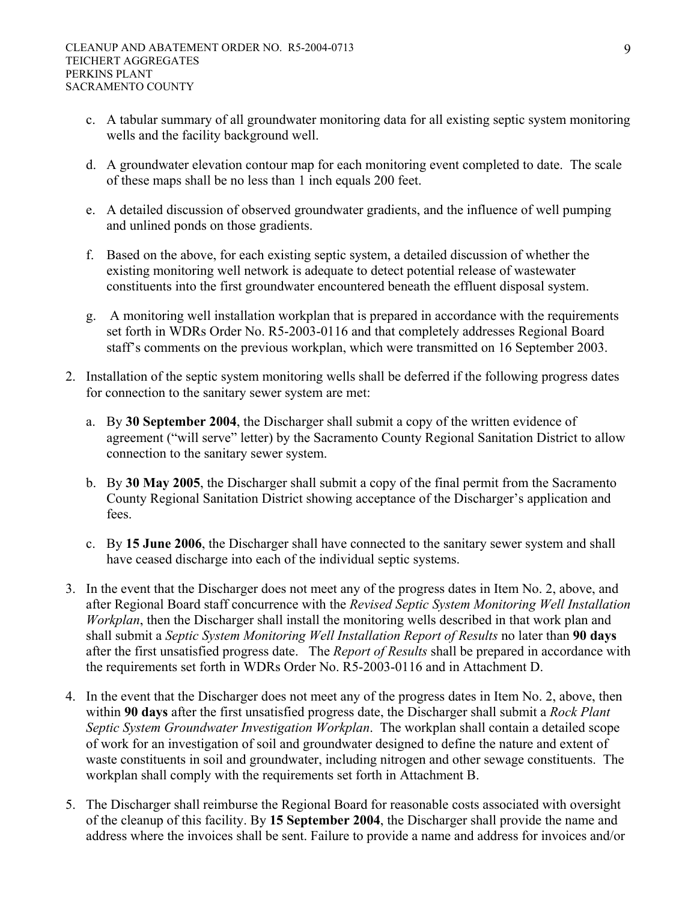c. A tabular summary of all groundwater monitoring data for all existing septic system monitoring wells and the facility background well.

d. A groundwater elevation contour map for each monitoring event completed to date. The scale of these maps shall be no less than 1 inch equals 200 feet.

e. A detailed discussion of observed groundwater gradients, and the influence of well pumping and unlined ponds on those gradients.

f. Based on the above, for each existing septic system, a detailed discussion of whether the existing monitoring well network is adequate to detect potential release of wastewater constituents into the first groundwater encountered beneath the effluent disposal system.

g. A monitoring well installation workplan that is prepared in accordance with the requirements set forth in WDRs Order No. R5-2003-0116 and that completely addresses Regional Board staff's comments on the previous workplan, which were transmitted on 16 September 2003.

2. Installation of the septic system monitoring wells shall be deferred if the following progress dates for connection to the sanitary sewer system are met:

   a. By **30 September 2004**, the Discharger shall submit a copy of the written evidence of agreement ("will serve" letter) by the Sacramento County Regional Sanitation District to allow connection to the sanitary sewer system.

   b. By **30 May 2005**, the Discharger shall submit a copy of the final permit from the Sacramento County Regional Sanitation District showing acceptance of the Discharger's application and fees.

   c. By **15 June 2006**, the Discharger shall have connected to the sanitary sewer system and shall have ceased discharge into each of the individual septic systems.

3. In the event that the Discharger does not meet any of the progress dates in Item No. 2, above, and after Regional Board staff concurrence with the *Revised Septic System Monitoring Well Installation Workplan*, then the Discharger shall install the monitoring wells described in that work plan and shall submit a *Septic System Monitoring Well Installation Report of Results* no later than **90 days** after the first unsatisfied progress date. The *Report of Results* shall be prepared in accordance with the requirements set forth in WDRs Order No. R5-2003-0116 and in Attachment D.

4. In the event that the Discharger does not meet any of the progress dates in Item No. 2, above, then within **90 days** after the first unsatisfied progress date, the Discharger shall submit a *Rock Plant Septic System Groundwater Investigation Workplan*. The workplan shall contain a detailed scope of work for an investigation of soil and groundwater designed to define the nature and extent of waste constituents in soil and groundwater, including nitrogen and other sewage constituents. The workplan shall comply with the requirements set forth in Attachment B.

5. The Discharger shall reimburse the Regional Board for reasonable costs associated with oversight of the cleanup of this facility. By **15 September 2004**, the Discharger shall provide the name and address where the invoices shall be sent. Failure to provide a name and address for invoices and/or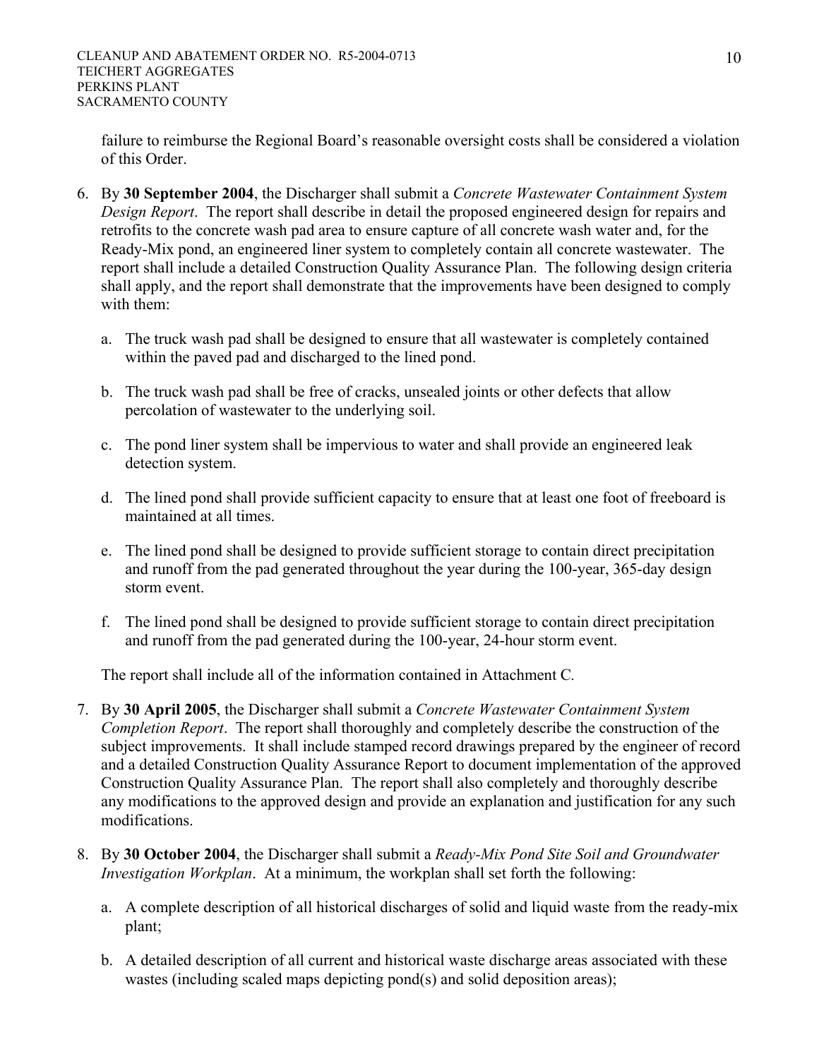failure to reimburse the Regional Board's reasonable oversight costs shall be considered a violation of this Order.

6. By **30 September 2004**, the Discharger shall submit a *Concrete Wastewater Containment System Design Report*. The report shall describe in detail the proposed engineered design for repairs and retrofits to the concrete wash pad area to ensure capture of all concrete wash water and, for the Ready-Mix pond, an engineered liner system to completely contain all concrete wastewater. The report shall include a detailed Construction Quality Assurance Plan. The following design criteria shall apply, and the report shall demonstrate that the improvements have been designed to comply with them:

   a. The truck wash pad shall be designed to ensure that all wastewater is completely contained within the paved pad and discharged to the lined pond.

   b. The truck wash pad shall be free of cracks, unsealed joints or other defects that allow percolation of wastewater to the underlying soil.

   c. The pond liner system shall be impervious to water and shall provide an engineered leak detection system.

   d. The lined pond shall provide sufficient capacity to ensure that at least one foot of freeboard is maintained at all times.

   e. The lined pond shall be designed to provide sufficient storage to contain direct precipitation and runoff from the pad generated throughout the year during the 100-year, 365-day design storm event.

   f. The lined pond shall be designed to provide sufficient storage to contain direct precipitation and runoff from the pad generated during the 100-year, 24-hour storm event.

   The report shall include all of the information contained in Attachment C.

7. By **30 April 2005**, the Discharger shall submit a *Concrete Wastewater Containment System Completion Report*. The report shall thoroughly and completely describe the construction of the subject improvements. It shall include stamped record drawings prepared by the engineer of record and a detailed Construction Quality Assurance Report to document implementation of the approved Construction Quality Assurance Plan. The report shall also completely and thoroughly describe any modifications to the approved design and provide an explanation and justification for any such modifications.

8. By **30 October 2004**, the Discharger shall submit a *Ready-Mix Pond Site Soil and Groundwater Investigation Workplan*. At a minimum, the workplan shall set forth the following:

   a. A complete description of all historical discharges of solid and liquid waste from the ready-mix plant;

   b. A detailed description of all current and historical waste discharge areas associated with these wastes (including scaled maps depicting pond(s) and solid deposition areas);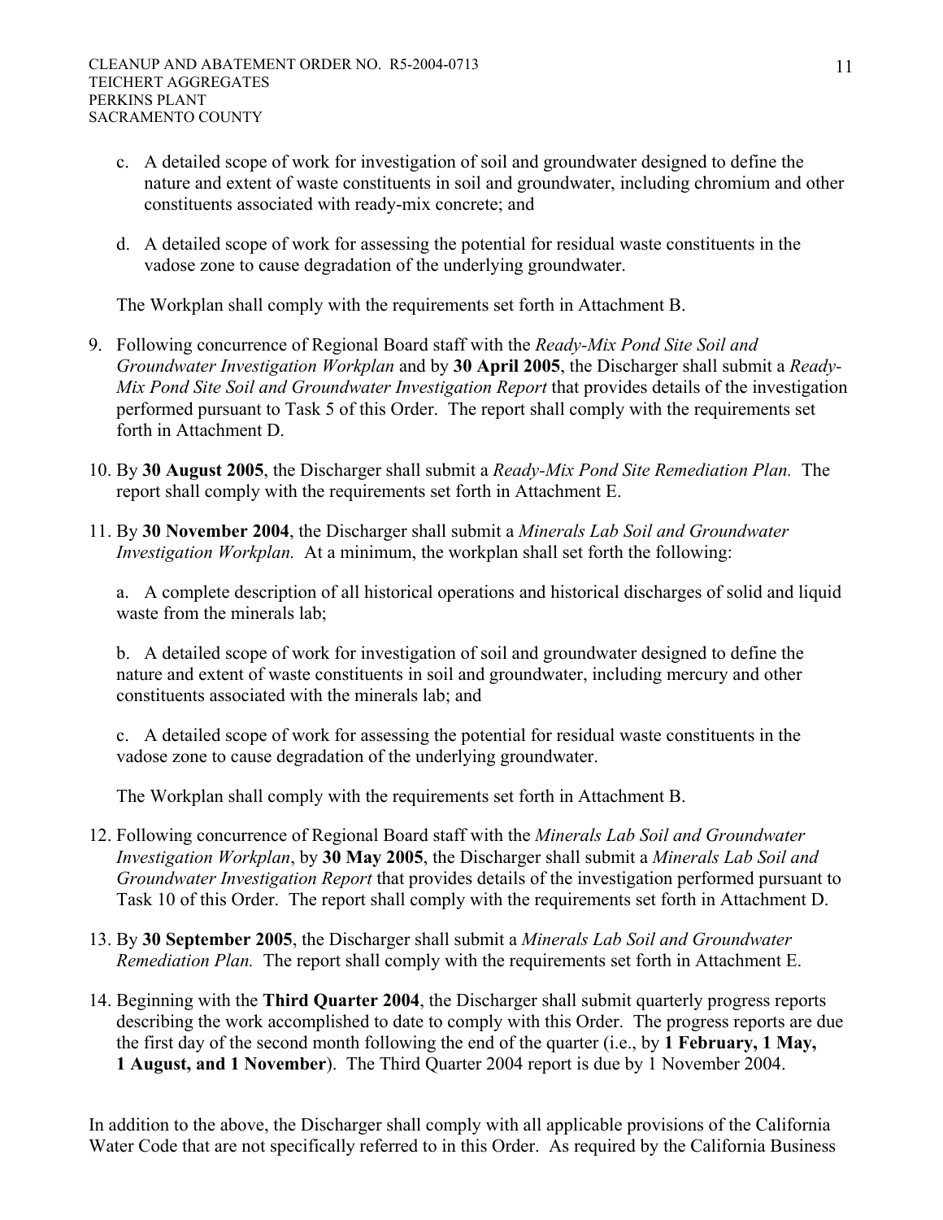c. A detailed scope of work for investigation of soil and groundwater designed to define the nature and extent of waste constituents in soil and groundwater, including chromium and other constituents associated with ready-mix concrete; and

d. A detailed scope of work for assessing the potential for residual waste constituents in the vadose zone to cause degradation of the underlying groundwater.

The Workplan shall comply with the requirements set forth in Attachment B.

9. Following concurrence of Regional Board staff with the *Ready-Mix Pond Site Soil and Groundwater Investigation Workplan* and by **30 April 2005**, the Discharger shall submit a *Ready-Mix Pond Site Soil and Groundwater Investigation Report* that provides details of the investigation performed pursuant to Task 5 of this Order. The report shall comply with the requirements set forth in Attachment D.

10. By **30 August 2005**, the Discharger shall submit a *Ready-Mix Pond Site Remediation Plan.* The report shall comply with the requirements set forth in Attachment E.

11. By **30 November 2004**, the Discharger shall submit a *Minerals Lab Soil and Groundwater Investigation Workplan.* At a minimum, the workplan shall set forth the following:

    a. A complete description of all historical operations and historical discharges of solid and liquid waste from the minerals lab;

    b. A detailed scope of work for investigation of soil and groundwater designed to define the nature and extent of waste constituents in soil and groundwater, including mercury and other constituents associated with the minerals lab; and

    c. A detailed scope of work for assessing the potential for residual waste constituents in the vadose zone to cause degradation of the underlying groundwater.

    The Workplan shall comply with the requirements set forth in Attachment B.

12. Following concurrence of Regional Board staff with the *Minerals Lab Soil and Groundwater Investigation Workplan*, by **30 May 2005**, the Discharger shall submit a *Minerals Lab Soil and Groundwater Investigation Report* that provides details of the investigation performed pursuant to Task 10 of this Order. The report shall comply with the requirements set forth in Attachment D.

13. By **30 September 2005**, the Discharger shall submit a *Minerals Lab Soil and Groundwater Remediation Plan.* The report shall comply with the requirements set forth in Attachment E.

14. Beginning with the **Third Quarter 2004**, the Discharger shall submit quarterly progress reports describing the work accomplished to date to comply with this Order. The progress reports are due the first day of the second month following the end of the quarter (i.e., by **1 February, 1 May, 1 August, and 1 November**). The Third Quarter 2004 report is due by 1 November 2004.

In addition to the above, the Discharger shall comply with all applicable provisions of the California Water Code that are not specifically referred to in this Order. As required by the California Business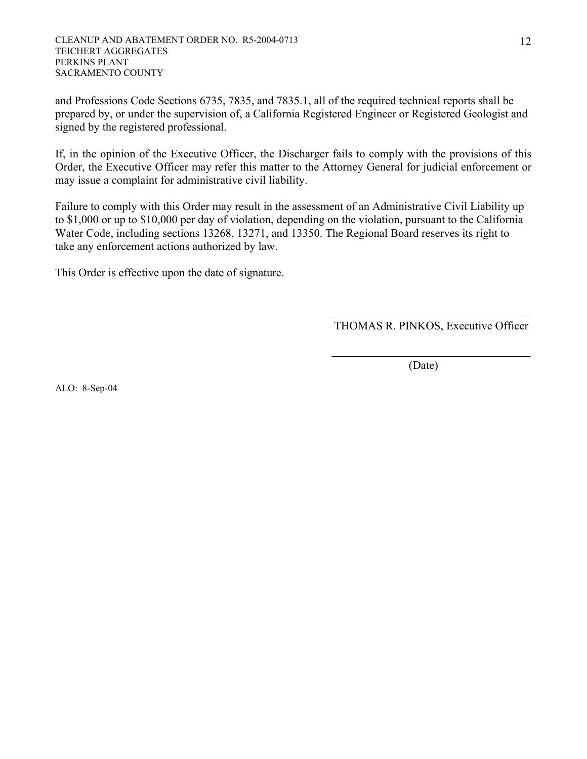and Professions Code Sections 6735, 7835, and 7835.1, all of the required technical reports shall be prepared by, or under the supervision of, a California Registered Engineer or Registered Geologist and signed by the registered professional.

If, in the opinion of the Executive Officer, the Discharger fails to comply with the provisions of this Order, the Executive Officer may refer this matter to the Attorney General for judicial enforcement or may issue a complaint for administrative civil liability.

Failure to comply with this Order may result in the assessment of an Administrative Civil Liability up to $1,000 or up to $10,000 per day of violation, depending on the violation, pursuant to the California Water Code, including sections 13268, 13271, and 13350. The Regional Board reserves its right to take any enforcement actions authorized by law.

This Order is effective upon the date of signature.

THOMAS R. PINKOS, Executive Officer

(Date)

ALO: 8-Sep-04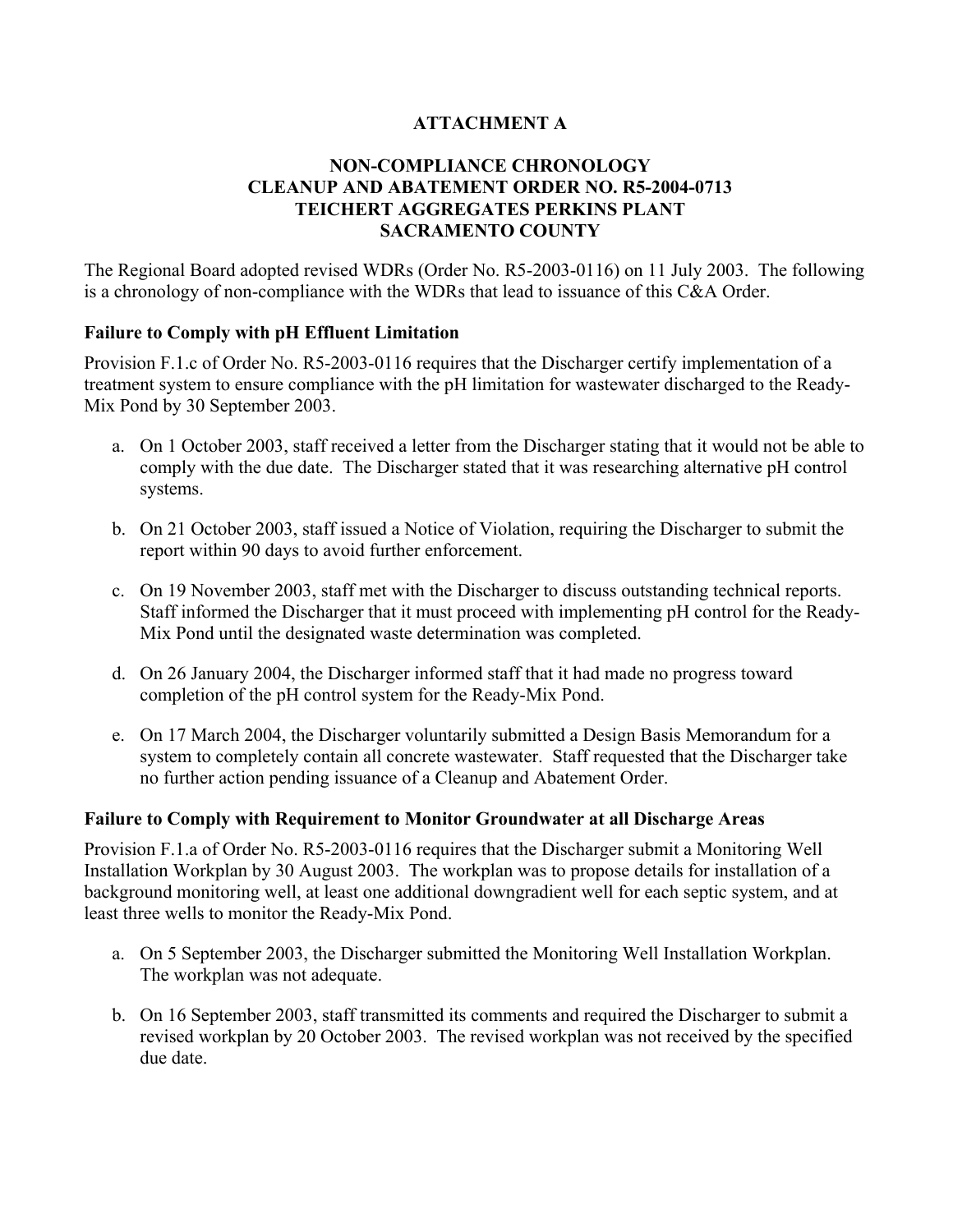# ATTACHMENT A

## NON-COMPLIANCE CHRONOLOGY
## CLEANUP AND ABATEMENT ORDER NO. R5-2004-0713
## TEICHERT AGGREGATES PERKINS PLANT
## SACRAMENTO COUNTY

The Regional Board adopted revised WDRs (Order No. R5-2003-0116) on 11 July 2003. The following is a chronology of non-compliance with the WDRs that lead to issuance of this C&A Order.

**Failure to Comply with pH Effluent Limitation**

Provision F.1.c of Order No. R5-2003-0116 requires that the Discharger certify implementation of a treatment system to ensure compliance with the pH limitation for wastewater discharged to the Ready-Mix Pond by 30 September 2003.

a. On 1 October 2003, staff received a letter from the Discharger stating that it would not be able to comply with the due date. The Discharger stated that it was researching alternative pH control systems.

b. On 21 October 2003, staff issued a Notice of Violation, requiring the Discharger to submit the report within 90 days to avoid further enforcement.

c. On 19 November 2003, staff met with the Discharger to discuss outstanding technical reports. Staff informed the Discharger that it must proceed with implementing pH control for the Ready-Mix Pond until the designated waste determination was completed.

d. On 26 January 2004, the Discharger informed staff that it had made no progress toward completion of the pH control system for the Ready-Mix Pond.

e. On 17 March 2004, the Discharger voluntarily submitted a Design Basis Memorandum for a system to completely contain all concrete wastewater. Staff requested that the Discharger take no further action pending issuance of a Cleanup and Abatement Order.

**Failure to Comply with Requirement to Monitor Groundwater at all Discharge Areas**

Provision F.1.a of Order No. R5-2003-0116 requires that the Discharger submit a Monitoring Well Installation Workplan by 30 August 2003. The workplan was to propose details for installation of a background monitoring well, at least one additional downgradient well for each septic system, and at least three wells to monitor the Ready-Mix Pond.

a. On 5 September 2003, the Discharger submitted the Monitoring Well Installation Workplan. The workplan was not adequate.

b. On 16 September 2003, staff transmitted its comments and required the Discharger to submit a revised workplan by 20 October 2003. The revised workplan was not received by the specified due date.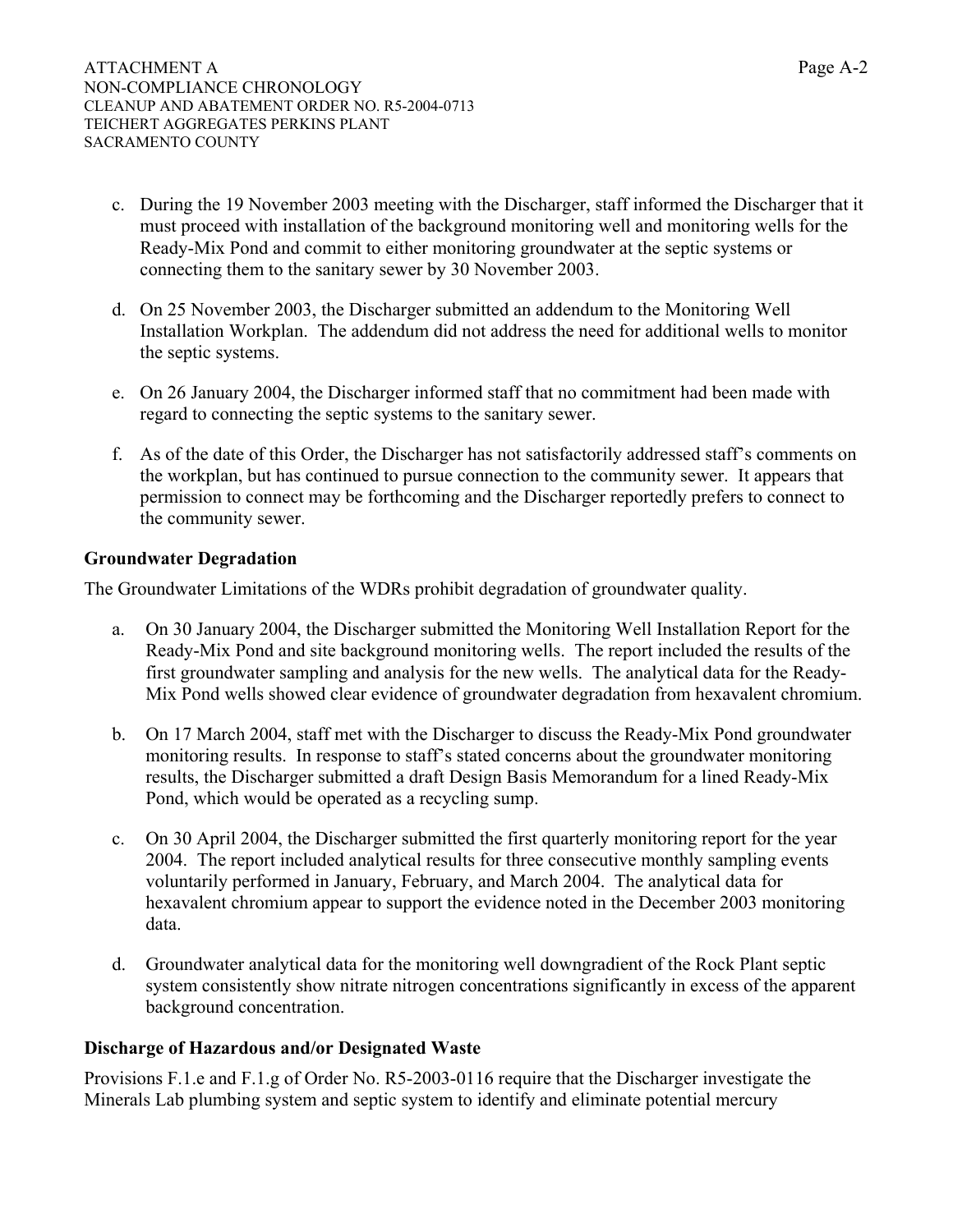c. During the 19 November 2003 meeting with the Discharger, staff informed the Discharger that it must proceed with installation of the background monitoring well and monitoring wells for the Ready-Mix Pond and commit to either monitoring groundwater at the septic systems or connecting them to the sanitary sewer by 30 November 2003.

d. On 25 November 2003, the Discharger submitted an addendum to the Monitoring Well Installation Workplan. The addendum did not address the need for additional wells to monitor the septic systems.

e. On 26 January 2004, the Discharger informed staff that no commitment had been made with regard to connecting the septic systems to the sanitary sewer.

f. As of the date of this Order, the Discharger has not satisfactorily addressed staff's comments on the workplan, but has continued to pursue connection to the community sewer. It appears that permission to connect may be forthcoming and the Discharger reportedly prefers to connect to the community sewer.

**Groundwater Degradation**

The Groundwater Limitations of the WDRs prohibit degradation of groundwater quality.

a. On 30 January 2004, the Discharger submitted the Monitoring Well Installation Report for the Ready-Mix Pond and site background monitoring wells. The report included the results of the first groundwater sampling and analysis for the new wells. The analytical data for the Ready-Mix Pond wells showed clear evidence of groundwater degradation from hexavalent chromium.

b. On 17 March 2004, staff met with the Discharger to discuss the Ready-Mix Pond groundwater monitoring results. In response to staff's stated concerns about the groundwater monitoring results, the Discharger submitted a draft Design Basis Memorandum for a lined Ready-Mix Pond, which would be operated as a recycling sump.

c. On 30 April 2004, the Discharger submitted the first quarterly monitoring report for the year 2004. The report included analytical results for three consecutive monthly sampling events voluntarily performed in January, February, and March 2004. The analytical data for hexavalent chromium appear to support the evidence noted in the December 2003 monitoring data.

d. Groundwater analytical data for the monitoring well downgradient of the Rock Plant septic system consistently show nitrate nitrogen concentrations significantly in excess of the apparent background concentration.

**Discharge of Hazardous and/or Designated Waste**

Provisions F.1.e and F.1.g of Order No. R5-2003-0116 require that the Discharger investigate the Minerals Lab plumbing system and septic system to identify and eliminate potential mercury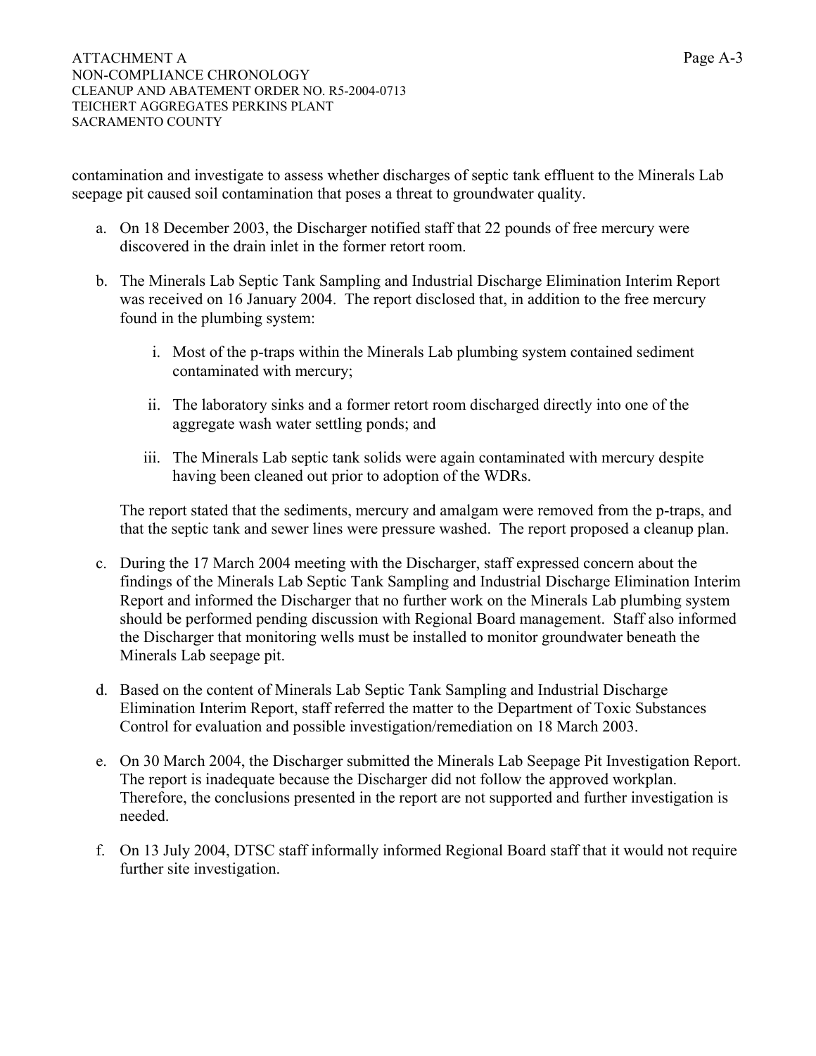contamination and investigate to assess whether discharges of septic tank effluent to the Minerals Lab seepage pit caused soil contamination that poses a threat to groundwater quality.

a. On 18 December 2003, the Discharger notified staff that 22 pounds of free mercury were discovered in the drain inlet in the former retort room.

b. The Minerals Lab Septic Tank Sampling and Industrial Discharge Elimination Interim Report was received on 16 January 2004. The report disclosed that, in addition to the free mercury found in the plumbing system:

   i. Most of the p-traps within the Minerals Lab plumbing system contained sediment contaminated with mercury;

   ii. The laboratory sinks and a former retort room discharged directly into one of the aggregate wash water settling ponds; and

   iii. The Minerals Lab septic tank solids were again contaminated with mercury despite having been cleaned out prior to adoption of the WDRs.

   The report stated that the sediments, mercury and amalgam were removed from the p-traps, and that the septic tank and sewer lines were pressure washed. The report proposed a cleanup plan.

c. During the 17 March 2004 meeting with the Discharger, staff expressed concern about the findings of the Minerals Lab Septic Tank Sampling and Industrial Discharge Elimination Interim Report and informed the Discharger that no further work on the Minerals Lab plumbing system should be performed pending discussion with Regional Board management. Staff also informed the Discharger that monitoring wells must be installed to monitor groundwater beneath the Minerals Lab seepage pit.

d. Based on the content of Minerals Lab Septic Tank Sampling and Industrial Discharge Elimination Interim Report, staff referred the matter to the Department of Toxic Substances Control for evaluation and possible investigation/remediation on 18 March 2003.

e. On 30 March 2004, the Discharger submitted the Minerals Lab Seepage Pit Investigation Report. The report is inadequate because the Discharger did not follow the approved workplan. Therefore, the conclusions presented in the report are not supported and further investigation is needed.

f. On 13 July 2004, DTSC staff informally informed Regional Board staff that it would not require further site investigation.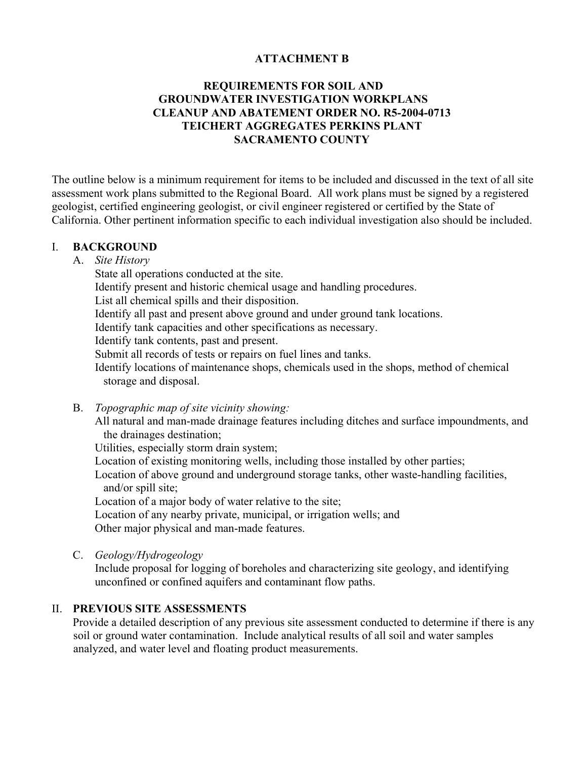**ATTACHMENT B**

**REQUIREMENTS FOR SOIL AND GROUNDWATER INVESTIGATION WORKPLANS CLEANUP AND ABATEMENT ORDER NO. R5-2004-0713 TEICHERT AGGREGATES PERKINS PLANT SACRAMENTO COUNTY**

The outline below is a minimum requirement for items to be included and discussed in the text of all site assessment work plans submitted to the Regional Board. All work plans must be signed by a registered geologist, certified engineering geologist, or civil engineer registered or certified by the State of California. Other pertinent information specific to each individual investigation also should be included.

I. **BACKGROUND**

A. *Site History*

State all operations conducted at the site.
Identify present and historic chemical usage and handling procedures.
List all chemical spills and their disposition.
Identify all past and present above ground and under ground tank locations.
Identify tank capacities and other specifications as necessary.
Identify tank contents, past and present.
Submit all records of tests or repairs on fuel lines and tanks.
Identify locations of maintenance shops, chemicals used in the shops, method of chemical storage and disposal.

B. *Topographic map of site vicinity showing:*

All natural and man-made drainage features including ditches and surface impoundments, and the drainages destination;
Utilities, especially storm drain system;
Location of existing monitoring wells, including those installed by other parties;
Location of above ground and underground storage tanks, other waste-handling facilities, and/or spill site;
Location of a major body of water relative to the site;
Location of any nearby private, municipal, or irrigation wells; and
Other major physical and man-made features.

C. *Geology/Hydrogeology*

Include proposal for logging of boreholes and characterizing site geology, and identifying unconfined or confined aquifers and contaminant flow paths.

II. **PREVIOUS SITE ASSESSMENTS**

Provide a detailed description of any previous site assessment conducted to determine if there is any soil or ground water contamination. Include analytical results of all soil and water samples analyzed, and water level and floating product measurements.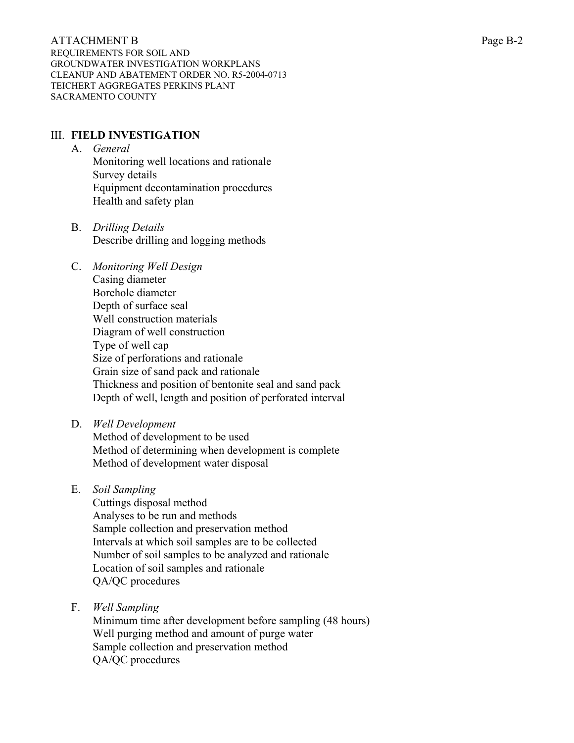## III. FIELD INVESTIGATION

A. *General*

Monitoring well locations and rationale
Survey details
Equipment decontamination procedures
Health and safety plan

B. *Drilling Details*

Describe drilling and logging methods

C. *Monitoring Well Design*

Casing diameter
Borehole diameter
Depth of surface seal
Well construction materials
Diagram of well construction
Type of well cap
Size of perforations and rationale
Grain size of sand pack and rationale
Thickness and position of bentonite seal and sand pack
Depth of well, length and position of perforated interval

D. *Well Development*

Method of development to be used
Method of determining when development is complete
Method of development water disposal

E. *Soil Sampling*

Cuttings disposal method
Analyses to be run and methods
Sample collection and preservation method
Intervals at which soil samples are to be collected
Number of soil samples to be analyzed and rationale
Location of soil samples and rationale
QA/QC procedures

F. *Well Sampling*

Minimum time after development before sampling (48 hours)
Well purging method and amount of purge water
Sample collection and preservation method
QA/QC procedures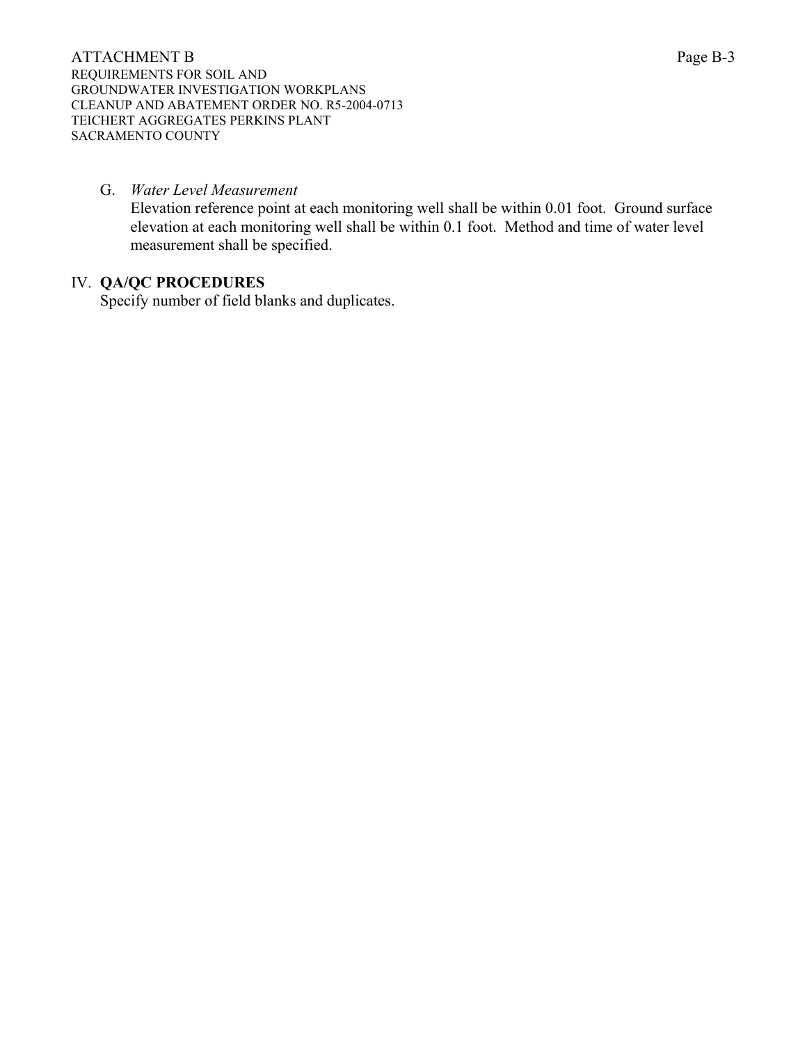G. *Water Level Measurement*

Elevation reference point at each monitoring well shall be within 0.01 foot. Ground surface elevation at each monitoring well shall be within 0.1 foot. Method and time of water level measurement shall be specified.

IV. **QA/QC PROCEDURES**

Specify number of field blanks and duplicates.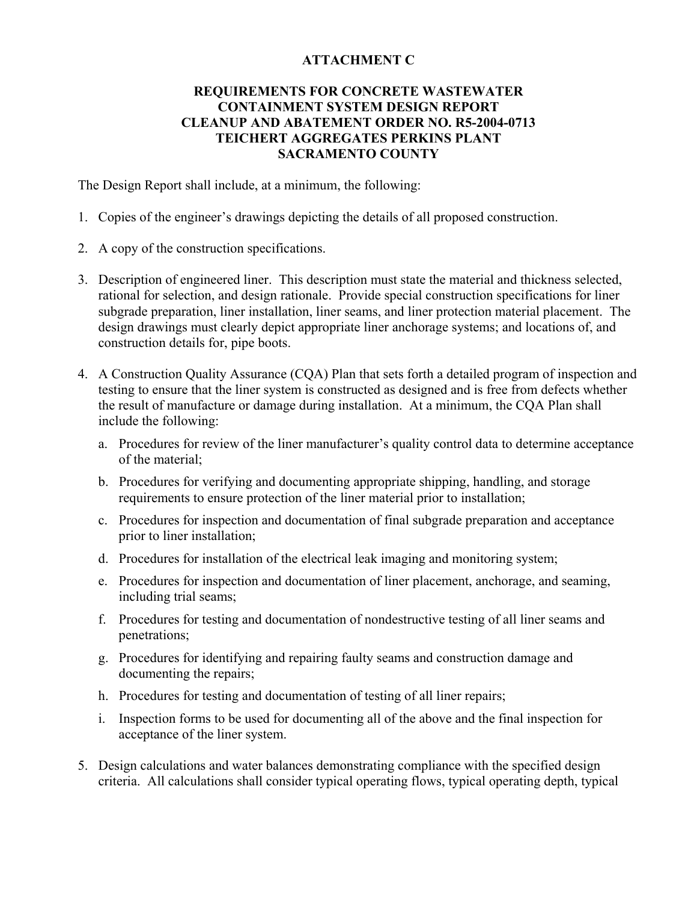# ATTACHMENT C

## REQUIREMENTS FOR CONCRETE WASTEWATER CONTAINMENT SYSTEM DESIGN REPORT CLEANUP AND ABATEMENT ORDER NO. R5-2004-0713 TEICHERT AGGREGATES PERKINS PLANT SACRAMENTO COUNTY

The Design Report shall include, at a minimum, the following:

1. Copies of the engineer's drawings depicting the details of all proposed construction.
2. A copy of the construction specifications.
3. Description of engineered liner. This description must state the material and thickness selected, rational for selection, and design rationale. Provide special construction specifications for liner subgrade preparation, liner installation, liner seams, and liner protection material placement. The design drawings must clearly depict appropriate liner anchorage systems; and locations of, and construction details for, pipe boots.
4. A Construction Quality Assurance (CQA) Plan that sets forth a detailed program of inspection and testing to ensure that the liner system is constructed as designed and is free from defects whether the result of manufacture or damage during installation. At a minimum, the CQA Plan shall include the following:
   a. Procedures for review of the liner manufacturer's quality control data to determine acceptance of the material;
   b. Procedures for verifying and documenting appropriate shipping, handling, and storage requirements to ensure protection of the liner material prior to installation;
   c. Procedures for inspection and documentation of final subgrade preparation and acceptance prior to liner installation;
   d. Procedures for installation of the electrical leak imaging and monitoring system;
   e. Procedures for inspection and documentation of liner placement, anchorage, and seaming, including trial seams;
   f. Procedures for testing and documentation of nondestructive testing of all liner seams and penetrations;
   g. Procedures for identifying and repairing faulty seams and construction damage and documenting the repairs;
   h. Procedures for testing and documentation of testing of all liner repairs;
   i. Inspection forms to be used for documenting all of the above and the final inspection for acceptance of the liner system.
5. Design calculations and water balances demonstrating compliance with the specified design criteria. All calculations shall consider typical operating flows, typical operating depth, typical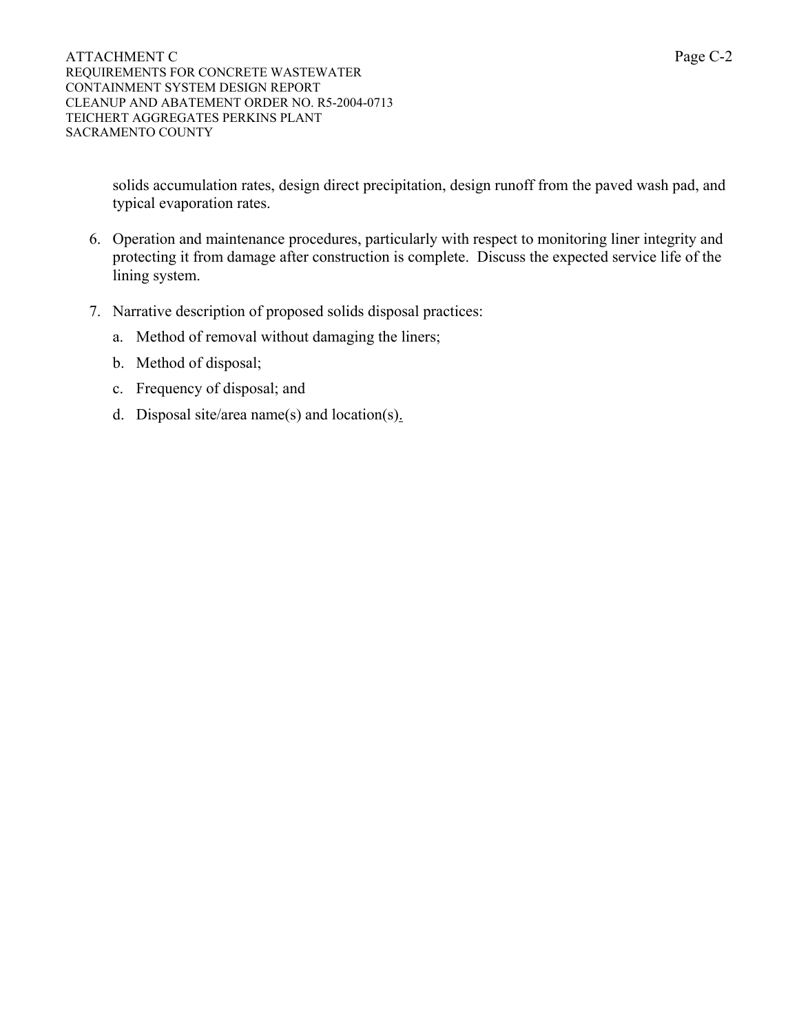solids accumulation rates, design direct precipitation, design runoff from the paved wash pad, and typical evaporation rates.

6. Operation and maintenance procedures, particularly with respect to monitoring liner integrity and protecting it from damage after construction is complete. Discuss the expected service life of the lining system.

7. Narrative description of proposed solids disposal practices:
   a. Method of removal without damaging the liners;
   b. Method of disposal;
   c. Frequency of disposal; and
   d. Disposal site/area name(s) and location(s).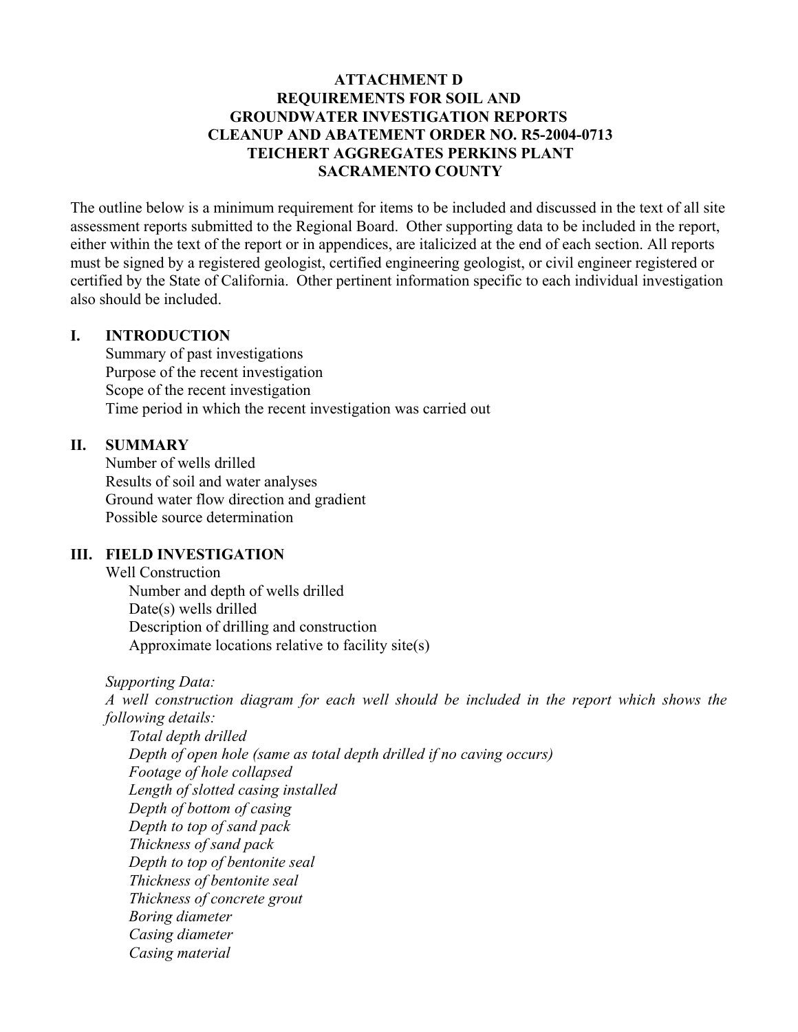# ATTACHMENT D
# REQUIREMENTS FOR SOIL AND GROUNDWATER INVESTIGATION REPORTS
# CLEANUP AND ABATEMENT ORDER NO. R5-2004-0713
# TEICHERT AGGREGATES PERKINS PLANT
# SACRAMENTO COUNTY

The outline below is a minimum requirement for items to be included and discussed in the text of all site assessment reports submitted to the Regional Board. Other supporting data to be included in the report, either within the text of the report or in appendices, are italicized at the end of each section. All reports must be signed by a registered geologist, certified engineering geologist, or civil engineer registered or certified by the State of California. Other pertinent information specific to each individual investigation also should be included.

## I. INTRODUCTION

Summary of past investigations
Purpose of the recent investigation
Scope of the recent investigation
Time period in which the recent investigation was carried out

## II. SUMMARY

Number of wells drilled
Results of soil and water analyses
Ground water flow direction and gradient
Possible source determination

## III. FIELD INVESTIGATION

Well Construction

- Number and depth of wells drilled
- Date(s) wells drilled
- Description of drilling and construction
- Approximate locations relative to facility site(s)

*Supporting Data:*
*A well construction diagram for each well should be included in the report which shows the following details:*

- *Total depth drilled*
- *Depth of open hole (same as total depth drilled if no caving occurs)*
- *Footage of hole collapsed*
- *Length of slotted casing installed*
- *Depth of bottom of casing*
- *Depth to top of sand pack*
- *Thickness of sand pack*
- *Depth to top of bentonite seal*
- *Thickness of bentonite seal*
- *Thickness of concrete grout*
- *Boring diameter*
- *Casing diameter*
- *Casing material*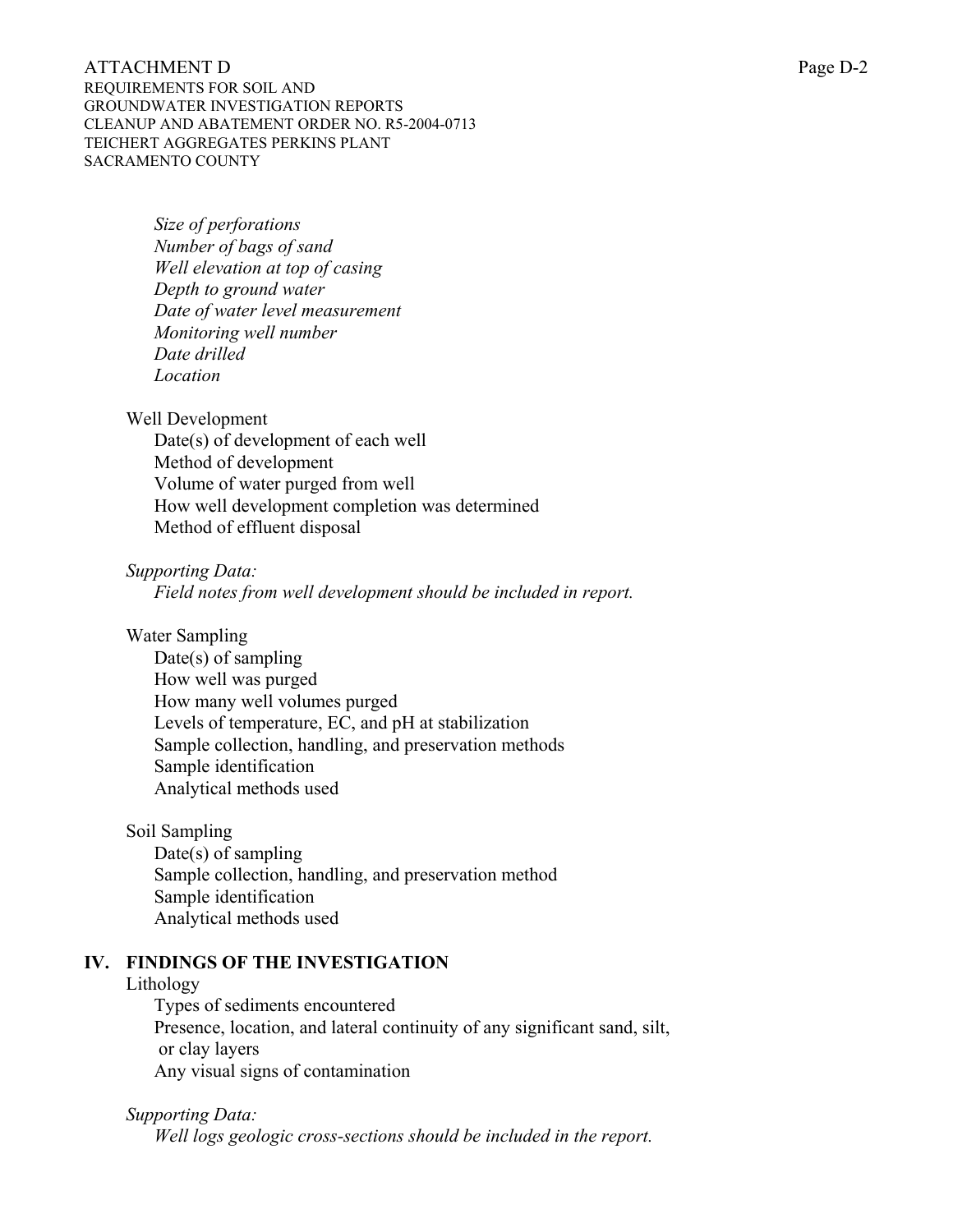*Size of perforations*
*Number of bags of sand*
*Well elevation at top of casing*
*Depth to ground water*
*Date of water level measurement*
*Monitoring well number*
*Date drilled*
*Location*

Well Development
Date(s) of development of each well
Method of development
Volume of water purged from well
How well development completion was determined
Method of effluent disposal

*Supporting Data:*
*Field notes from well development should be included in report.*

Water Sampling
Date(s) of sampling
How well was purged
How many well volumes purged
Levels of temperature, EC, and pH at stabilization
Sample collection, handling, and preservation methods
Sample identification
Analytical methods used

Soil Sampling
Date(s) of sampling
Sample collection, handling, and preservation method
Sample identification
Analytical methods used

## IV. FINDINGS OF THE INVESTIGATION

Lithology
Types of sediments encountered
Presence, location, and lateral continuity of any significant sand, silt, or clay layers
Any visual signs of contamination

*Supporting Data:*
*Well logs geologic cross-sections should be included in the report.*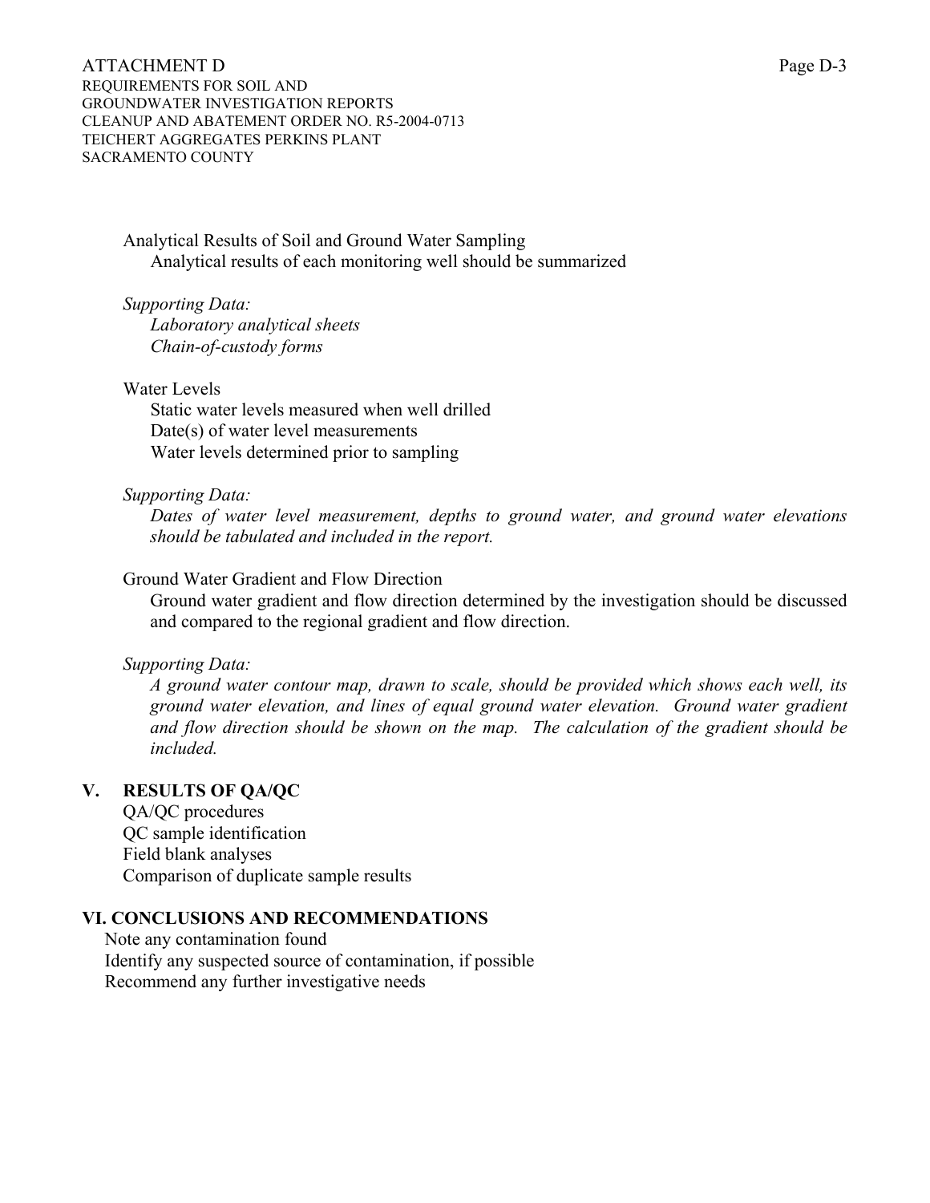Analytical Results of Soil and Ground Water Sampling

Analytical results of each monitoring well should be summarized

*Supporting Data:*

*Laboratory analytical sheets*

*Chain-of-custody forms*

Water Levels

Static water levels measured when well drilled

Date(s) of water level measurements

Water levels determined prior to sampling

*Supporting Data:*

*Dates of water level measurement, depths to ground water, and ground water elevations should be tabulated and included in the report.*

Ground Water Gradient and Flow Direction

Ground water gradient and flow direction determined by the investigation should be discussed and compared to the regional gradient and flow direction.

*Supporting Data:*

*A ground water contour map, drawn to scale, should be provided which shows each well, its ground water elevation, and lines of equal ground water elevation. Ground water gradient and flow direction should be shown on the map. The calculation of the gradient should be included.*

## V. RESULTS OF QA/QC

QA/QC procedures

QC sample identification

Field blank analyses

Comparison of duplicate sample results

## VI. CONCLUSIONS AND RECOMMENDATIONS

Note any contamination found

Identify any suspected source of contamination, if possible

Recommend any further investigative needs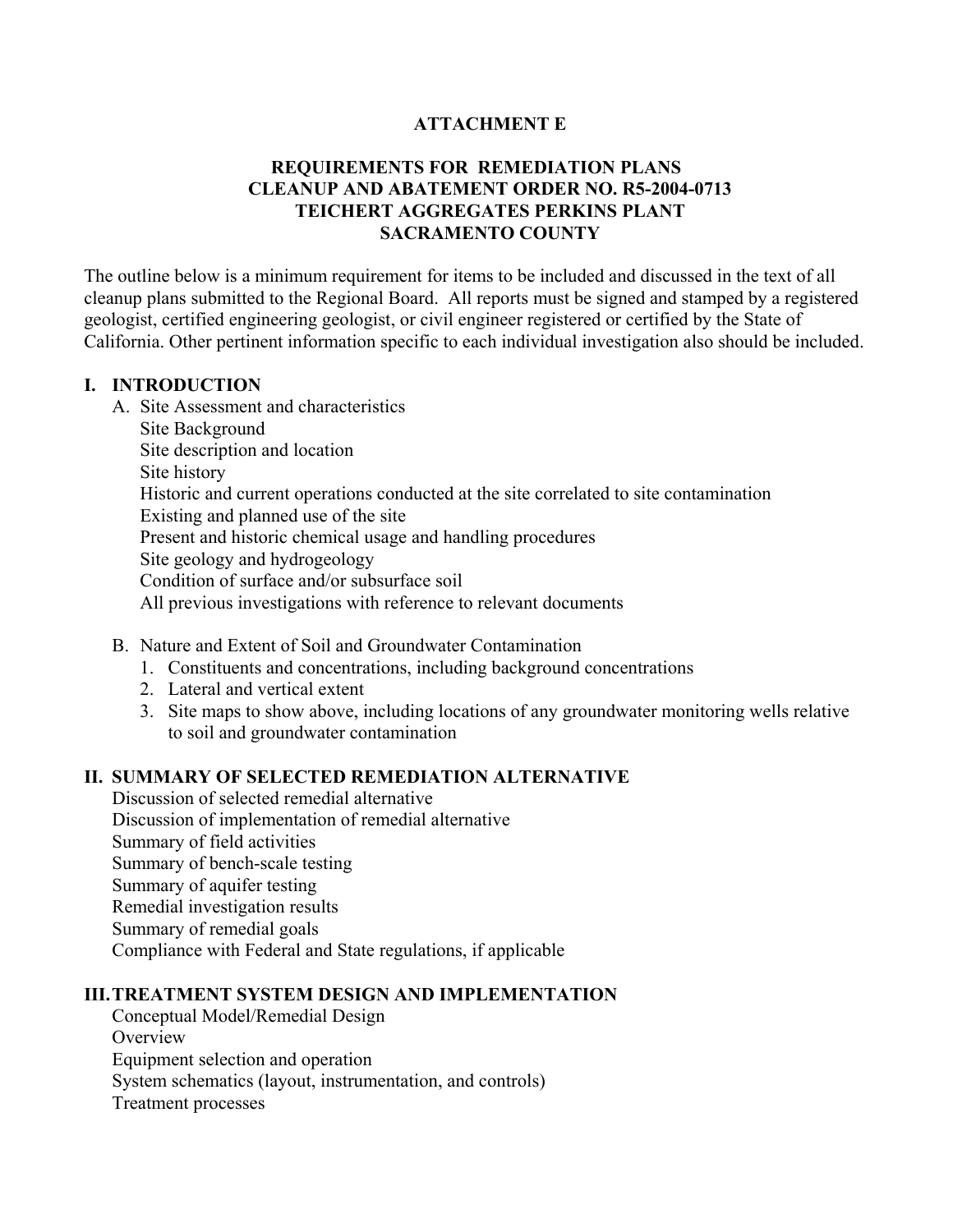**ATTACHMENT E**

**REQUIREMENTS FOR REMEDIATION PLANS**
**CLEANUP AND ABATEMENT ORDER NO. R5-2004-0713**
**TEICHERT AGGREGATES PERKINS PLANT**
**SACRAMENTO COUNTY**

The outline below is a minimum requirement for items to be included and discussed in the text of all cleanup plans submitted to the Regional Board. All reports must be signed and stamped by a registered geologist, certified engineering geologist, or civil engineer registered or certified by the State of California. Other pertinent information specific to each individual investigation also should be included.

## I. INTRODUCTION

A. Site Assessment and characteristics
   - Site Background
   - Site description and location
   - Site history
   - Historic and current operations conducted at the site correlated to site contamination
   - Existing and planned use of the site
   - Present and historic chemical usage and handling procedures
   - Site geology and hydrogeology
   - Condition of surface and/or subsurface soil
   - All previous investigations with reference to relevant documents

B. Nature and Extent of Soil and Groundwater Contamination
   1. Constituents and concentrations, including background concentrations
   2. Lateral and vertical extent
   3. Site maps to show above, including locations of any groundwater monitoring wells relative to soil and groundwater contamination

## II. SUMMARY OF SELECTED REMEDIATION ALTERNATIVE

- Discussion of selected remedial alternative
- Discussion of implementation of remedial alternative
- Summary of field activities
- Summary of bench-scale testing
- Summary of aquifer testing
- Remedial investigation results
- Summary of remedial goals
- Compliance with Federal and State regulations, if applicable

## III. TREATMENT SYSTEM DESIGN AND IMPLEMENTATION

- Conceptual Model/Remedial Design
- Overview
- Equipment selection and operation
- System schematics (layout, instrumentation, and controls)
- Treatment processes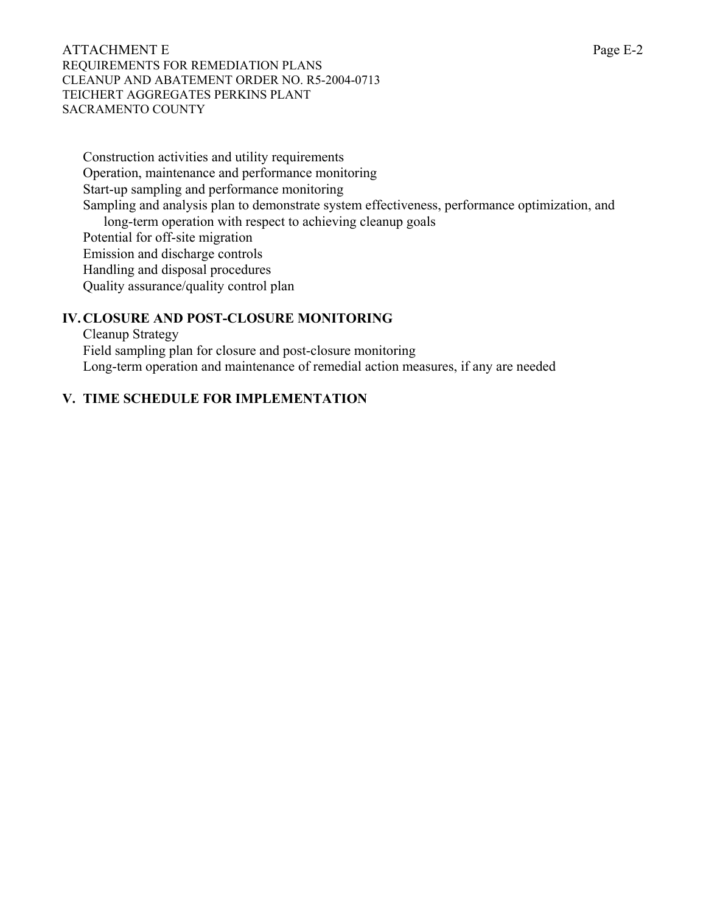Construction activities and utility requirements
Operation, maintenance and performance monitoring
Start-up sampling and performance monitoring
Sampling and analysis plan to demonstrate system effectiveness, performance optimization, and long-term operation with respect to achieving cleanup goals
Potential for off-site migration
Emission and discharge controls
Handling and disposal procedures
Quality assurance/quality control plan

## IV. CLOSURE AND POST-CLOSURE MONITORING

Cleanup Strategy
Field sampling plan for closure and post-closure monitoring
Long-term operation and maintenance of remedial action measures, if any are needed

## V. TIME SCHEDULE FOR IMPLEMENTATION